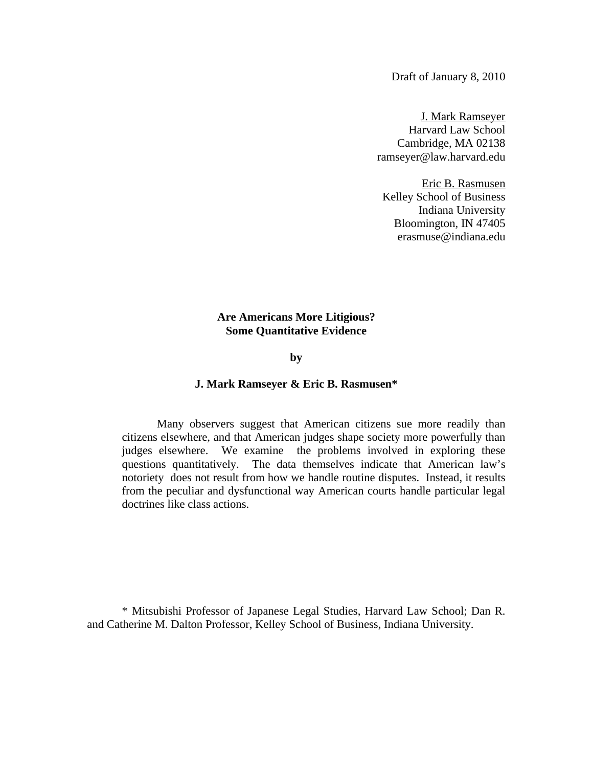Draft of January 8, 2010

J. Mark Ramseyer
Harvard Law School
Cambridge, MA 02138
ramseyer@law.harvard.edu

Eric B. Rasmusen
Kelley School of Business
Indiana University
Bloomington, IN 47405
erasmuse@indiana.edu

# Are Americans More Litigious? Some Quantitative Evidence

**by**

**J. Mark Ramseyer & Eric B. Rasmusen***

Many observers suggest that American citizens sue more readily than citizens elsewhere, and that American judges shape society more powerfully than judges elsewhere. We examine the problems involved in exploring these questions quantitatively. The data themselves indicate that American law's notoriety does not result from how we handle routine disputes. Instead, it results from the peculiar and dysfunctional way American courts handle particular legal doctrines like class actions.

* Mitsubishi Professor of Japanese Legal Studies, Harvard Law School; Dan R. and Catherine M. Dalton Professor, Kelley School of Business, Indiana University.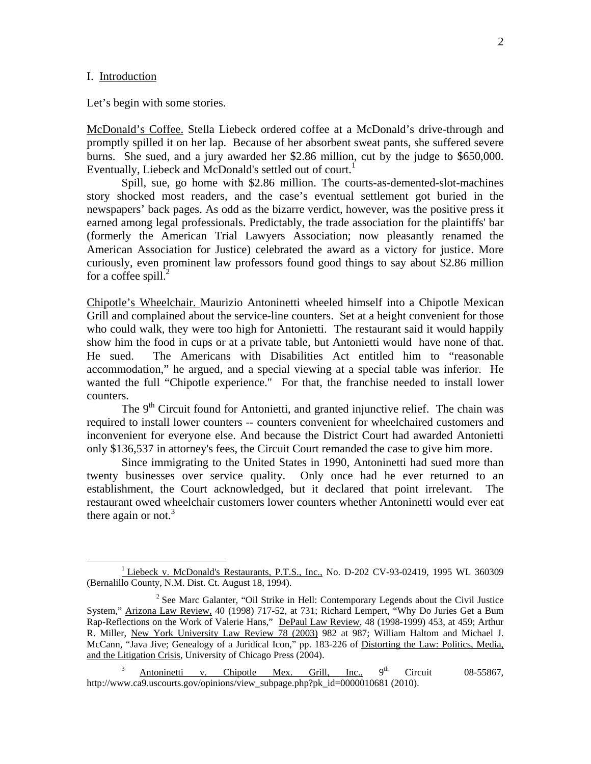## I. Introduction

Let's begin with some stories.

McDonald's Coffee. Stella Liebeck ordered coffee at a McDonald's drive-through and promptly spilled it on her lap. Because of her absorbent sweat pants, she suffered severe burns. She sued, and a jury awarded her $2.86 million, cut by the judge to $650,000. Eventually, Liebeck and McDonald's settled out of court.[1]

Spill, sue, go home with $2.86 million. The courts-as-demented-slot-machines story shocked most readers, and the case's eventual settlement got buried in the newspapers' back pages. As odd as the bizarre verdict, however, was the positive press it earned among legal professionals. Predictably, the trade association for the plaintiffs' bar (formerly the American Trial Lawyers Association; now pleasantly renamed the American Association for Justice) celebrated the award as a victory for justice. More curiously, even prominent law professors found good things to say about $2.86 million for a coffee spill.[2]

Chipotle's Wheelchair. Maurizio Antoninetti wheeled himself into a Chipotle Mexican Grill and complained about the service-line counters. Set at a height convenient for those who could walk, they were too high for Antonietti. The restaurant said it would happily show him the food in cups or at a private table, but Antonietti would have none of that. He sued. The Americans with Disabilities Act entitled him to "reasonable accommodation," he argued, and a special viewing at a special table was inferior. He wanted the full "Chipotle experience." For that, the franchise needed to install lower counters.

The 9th Circuit found for Antonietti, and granted injunctive relief. The chain was required to install lower counters -- counters convenient for wheelchaired customers and inconvenient for everyone else. And because the District Court had awarded Antonietti only $136,537 in attorney's fees, the Circuit Court remanded the case to give him more.

Since immigrating to the United States in 1990, Antoninetti had sued more than twenty businesses over service quality. Only once had he ever returned to an establishment, the Court acknowledged, but it declared that point irrelevant. The restaurant owed wheelchair customers lower counters whether Antoninetti would ever eat there again or not.[3]

---

[1] Liebeck v. McDonald's Restaurants, P.T.S., Inc., No. D-202 CV-93-02419, 1995 WL 360309 (Bernalillo County, N.M. Dist. Ct. August 18, 1994).

[2] See Marc Galanter, "Oil Strike in Hell: Contemporary Legends about the Civil Justice System," Arizona Law Review, 40 (1998) 717-52, at 731; Richard Lempert, "Why Do Juries Get a Bum Rap-Reflections on the Work of Valerie Hans," DePaul Law Review, 48 (1998-1999) 453, at 459; Arthur R. Miller, New York University Law Review 78 (2003) 982 at 987; William Haltom and Michael J. McCann, "Java Jive; Genealogy of a Juridical Icon," pp. 183-226 of Distorting the Law: Politics, Media, and the Litigation Crisis, University of Chicago Press (2004).

[3] Antoninetti v. Chipotle Mex. Grill, Inc., 9th Circuit 08-55867, http://www.ca9.uscourts.gov/opinions/view_subpage.php?pk_id=0000010681 (2010).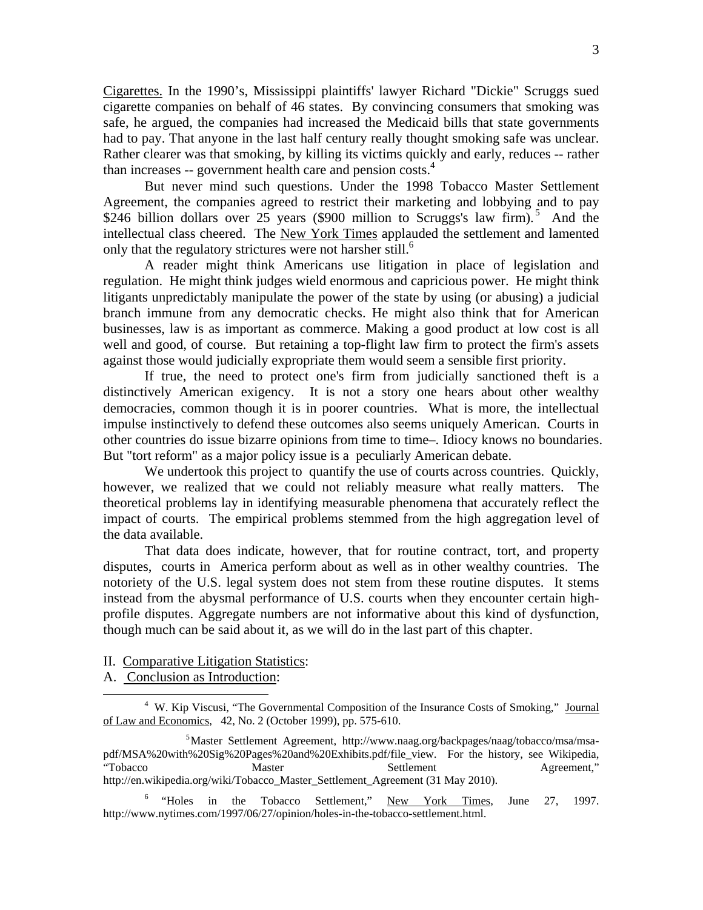Cigarettes. In the 1990's, Mississippi plaintiffs' lawyer Richard "Dickie" Scruggs sued cigarette companies on behalf of 46 states. By convincing consumers that smoking was safe, he argued, the companies had increased the Medicaid bills that state governments had to pay. That anyone in the last half century really thought smoking safe was unclear. Rather clearer was that smoking, by killing its victims quickly and early, reduces -- rather than increases -- government health care and pension costs.[4]

But never mind such questions. Under the 1998 Tobacco Master Settlement Agreement, the companies agreed to restrict their marketing and lobbying and to pay $246 billion dollars over 25 years ($900 million to Scruggs's law firm).[5] And the intellectual class cheered. The New York Times applauded the settlement and lamented only that the regulatory strictures were not harsher still.[6]

A reader might think Americans use litigation in place of legislation and regulation. He might think judges wield enormous and capricious power. He might think litigants unpredictably manipulate the power of the state by using (or abusing) a judicial branch immune from any democratic checks. He might also think that for American businesses, law is as important as commerce. Making a good product at low cost is all well and good, of course. But retaining a top-flight law firm to protect the firm's assets against those would judicially expropriate them would seem a sensible first priority.

If true, the need to protect one's firm from judicially sanctioned theft is a distinctively American exigency. It is not a story one hears about other wealthy democracies, common though it is in poorer countries. What is more, the intellectual impulse instinctively to defend these outcomes also seems uniquely American. Courts in other countries do issue bizarre opinions from time to time–. Idiocy knows no boundaries. But "tort reform" as a major policy issue is a peculiarly American debate.

We undertook this project to quantify the use of courts across countries. Quickly, however, we realized that we could not reliably measure what really matters. The theoretical problems lay in identifying measurable phenomena that accurately reflect the impact of courts. The empirical problems stemmed from the high aggregation level of the data available.

That data does indicate, however, that for routine contract, tort, and property disputes, courts in America perform about as well as in other wealthy countries. The notoriety of the U.S. legal system does not stem from these routine disputes. It stems instead from the abysmal performance of U.S. courts when they encounter certain high-profile disputes. Aggregate numbers are not informative about this kind of dysfunction, though much can be said about it, as we will do in the last part of this chapter.

## II. Comparative Litigation Statistics:

### A. Conclusion as Introduction:

---

[4] W. Kip Viscusi, "The Governmental Composition of the Insurance Costs of Smoking," Journal of Law and Economics, 42, No. 2 (October 1999), pp. 575-610.

[5] Master Settlement Agreement, http://www.naag.org/backpages/naag/tobacco/msa/msa-pdf/MSA%20with%20Sig%20Pages%20and%20Exhibits.pdf/file_view. For the history, see Wikipedia, "Tobacco Master Settlement Agreement," http://en.wikipedia.org/wiki/Tobacco_Master_Settlement_Agreement (31 May 2010).

[6] "Holes in the Tobacco Settlement," New York Times, June 27, 1997. http://www.nytimes.com/1997/06/27/opinion/holes-in-the-tobacco-settlement.html.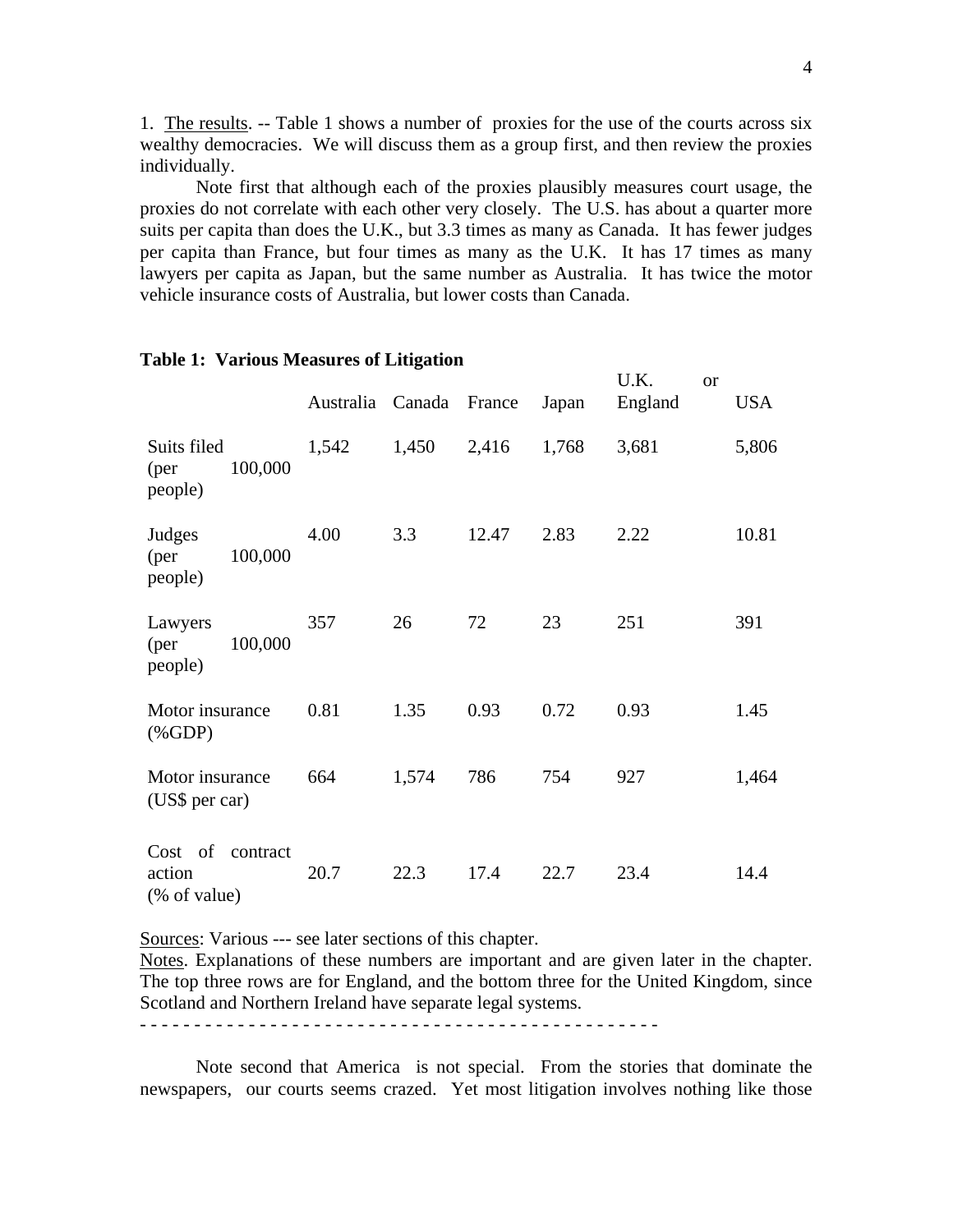1. The results. -- Table 1 shows a number of proxies for the use of the courts across six wealthy democracies. We will discuss them as a group first, and then review the proxies individually.

Note first that although each of the proxies plausibly measures court usage, the proxies do not correlate with each other very closely. The U.S. has about a quarter more suits per capita than does the U.K., but 3.3 times as many as Canada. It has fewer judges per capita than France, but four times as many as the U.K. It has 17 times as many lawyers per capita as Japan, but the same number as Australia. It has twice the motor vehicle insurance costs of Australia, but lower costs than Canada.

**Table 1: Various Measures of Litigation**

| | Australia | Canada | France | Japan | U.K. or England | USA |
|---|---|---|---|---|---|---|
| Suits filed (per 100,000 people) | 1,542 | 1,450 | 2,416 | 1,768 | 3,681 | 5,806 |
| Judges (per 100,000 people) | 4.00 | 3.3 | 12.47 | 2.83 | 2.22 | 10.81 |
| Lawyers (per 100,000 people) | 357 | 26 | 72 | 23 | 251 | 391 |
| Motor insurance (%GDP) | 0.81 | 1.35 | 0.93 | 0.72 | 0.93 | 1.45 |
| Motor insurance (US$ per car) | 664 | 1,574 | 786 | 754 | 927 | 1,464 |
| Cost of contract action (% of value) | 20.7 | 22.3 | 17.4 | 22.7 | 23.4 | 14.4 |

Sources: Various --- see later sections of this chapter.
Notes. Explanations of these numbers are important and are given later in the chapter. The top three rows are for England, and the bottom three for the United Kingdom, since Scotland and Northern Ireland have separate legal systems.

- - - - - - - - - - - - - - - - - - - - - - - - - - - - - - - - - - - - - - - - - - - - - - - -

Note second that America is not special. From the stories that dominate the newspapers, our courts seems crazed. Yet most litigation involves nothing like those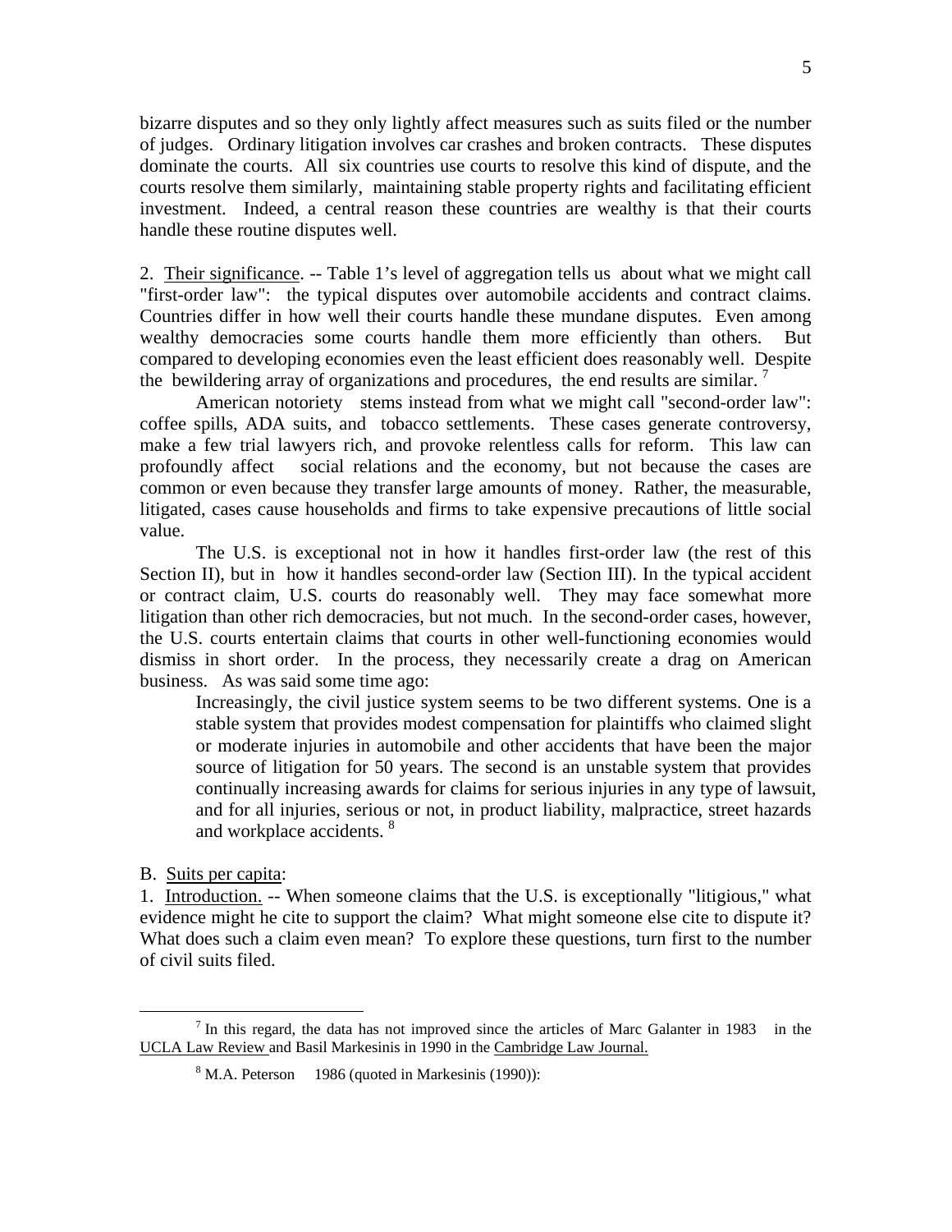bizarre disputes and so they only lightly affect measures such as suits filed or the number of judges. Ordinary litigation involves car crashes and broken contracts. These disputes dominate the courts. All six countries use courts to resolve this kind of dispute, and the courts resolve them similarly, maintaining stable property rights and facilitating efficient investment. Indeed, a central reason these countries are wealthy is that their courts handle these routine disputes well.

2. Their significance. -- Table 1's level of aggregation tells us about what we might call "first-order law": the typical disputes over automobile accidents and contract claims. Countries differ in how well their courts handle these mundane disputes. Even among wealthy democracies some courts handle them more efficiently than others. But compared to developing economies even the least efficient does reasonably well. Despite the bewildering array of organizations and procedures, the end results are similar.[7]

American notoriety stems instead from what we might call "second-order law": coffee spills, ADA suits, and tobacco settlements. These cases generate controversy, make a few trial lawyers rich, and provoke relentless calls for reform. This law can profoundly affect social relations and the economy, but not because the cases are common or even because they transfer large amounts of money. Rather, the measurable, litigated, cases cause households and firms to take expensive precautions of little social value.

The U.S. is exceptional not in how it handles first-order law (the rest of this Section II), but in how it handles second-order law (Section III). In the typical accident or contract claim, U.S. courts do reasonably well. They may face somewhat more litigation than other rich democracies, but not much. In the second-order cases, however, the U.S. courts entertain claims that courts in other well-functioning economies would dismiss in short order. In the process, they necessarily create a drag on American business. As was said some time ago:

> Increasingly, the civil justice system seems to be two different systems. One is a stable system that provides modest compensation for plaintiffs who claimed slight or moderate injuries in automobile and other accidents that have been the major source of litigation for 50 years. The second is an unstable system that provides continually increasing awards for claims for serious injuries in any type of lawsuit, and for all injuries, serious or not, in product liability, malpractice, street hazards and workplace accidents.[8]

B. Suits per capita:

1. Introduction. -- When someone claims that the U.S. is exceptionally "litigious," what evidence might he cite to support the claim? What might someone else cite to dispute it? What does such a claim even mean? To explore these questions, turn first to the number of civil suits filed.

---

[7] In this regard, the data has not improved since the articles of Marc Galanter in 1983 in the UCLA Law Review and Basil Markesinis in 1990 in the Cambridge Law Journal.

[8] M.A. Peterson 1986 (quoted in Markesinis (1990)):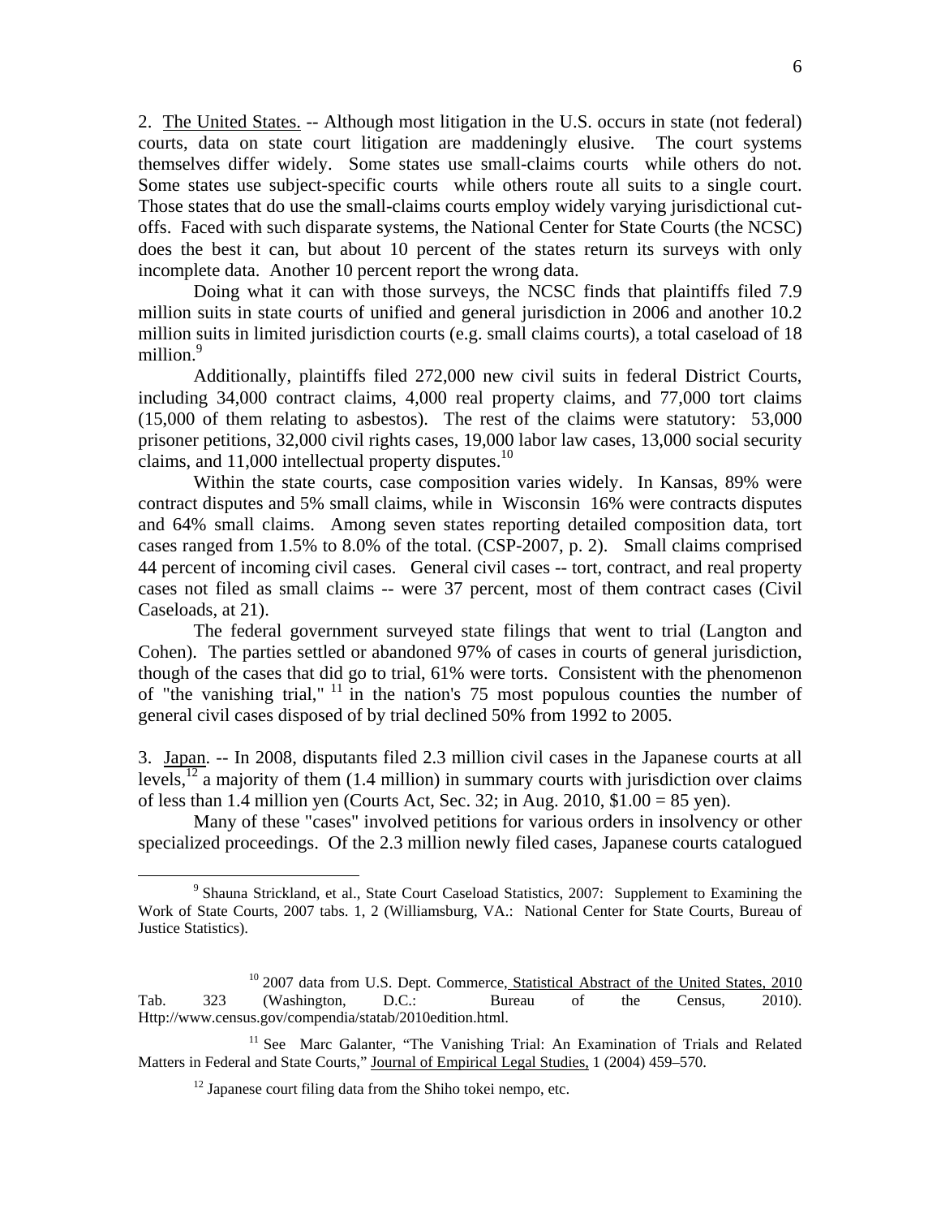2. The United States. -- Although most litigation in the U.S. occurs in state (not federal) courts, data on state court litigation are maddeningly elusive. The court systems themselves differ widely. Some states use small-claims courts while others do not. Some states use subject-specific courts while others route all suits to a single court. Those states that do use the small-claims courts employ widely varying jurisdictional cut-offs. Faced with such disparate systems, the National Center for State Courts (the NCSC) does the best it can, but about 10 percent of the states return its surveys with only incomplete data. Another 10 percent report the wrong data.

Doing what it can with those surveys, the NCSC finds that plaintiffs filed 7.9 million suits in state courts of unified and general jurisdiction in 2006 and another 10.2 million suits in limited jurisdiction courts (e.g. small claims courts), a total caseload of 18 million.[9]

Additionally, plaintiffs filed 272,000 new civil suits in federal District Courts, including 34,000 contract claims, 4,000 real property claims, and 77,000 tort claims (15,000 of them relating to asbestos). The rest of the claims were statutory: 53,000 prisoner petitions, 32,000 civil rights cases, 19,000 labor law cases, 13,000 social security claims, and 11,000 intellectual property disputes.[10]

Within the state courts, case composition varies widely. In Kansas, 89% were contract disputes and 5% small claims, while in Wisconsin 16% were contracts disputes and 64% small claims. Among seven states reporting detailed composition data, tort cases ranged from 1.5% to 8.0% of the total. (CSP-2007, p. 2). Small claims comprised 44 percent of incoming civil cases. General civil cases -- tort, contract, and real property cases not filed as small claims -- were 37 percent, most of them contract cases (Civil Caseloads, at 21).

The federal government surveyed state filings that went to trial (Langton and Cohen). The parties settled or abandoned 97% of cases in courts of general jurisdiction, though of the cases that did go to trial, 61% were torts. Consistent with the phenomenon of "the vanishing trial,"[11] in the nation's 75 most populous counties the number of general civil cases disposed of by trial declined 50% from 1992 to 2005.

3. Japan. -- In 2008, disputants filed 2.3 million civil cases in the Japanese courts at all levels,[12] a majority of them (1.4 million) in summary courts with jurisdiction over claims of less than 1.4 million yen (Courts Act, Sec. 32; in Aug. 2010, \$1.00 = 85 yen).

Many of these "cases" involved petitions for various orders in insolvency or other specialized proceedings. Of the 2.3 million newly filed cases, Japanese courts catalogued

---

[9] Shauna Strickland, et al., State Court Caseload Statistics, 2007: Supplement to Examining the Work of State Courts, 2007 tabs. 1, 2 (Williamsburg, VA.: National Center for State Courts, Bureau of Justice Statistics).

[10] 2007 data from U.S. Dept. Commerce, Statistical Abstract of the United States, 2010 Tab. 323 (Washington, D.C.: Bureau of the Census, 2010). Http://www.census.gov/compendia/statab/2010edition.html.

[11] See Marc Galanter, "The Vanishing Trial: An Examination of Trials and Related Matters in Federal and State Courts," Journal of Empirical Legal Studies, 1 (2004) 459–570.

[12] Japanese court filing data from the Shiho tokei nempo, etc.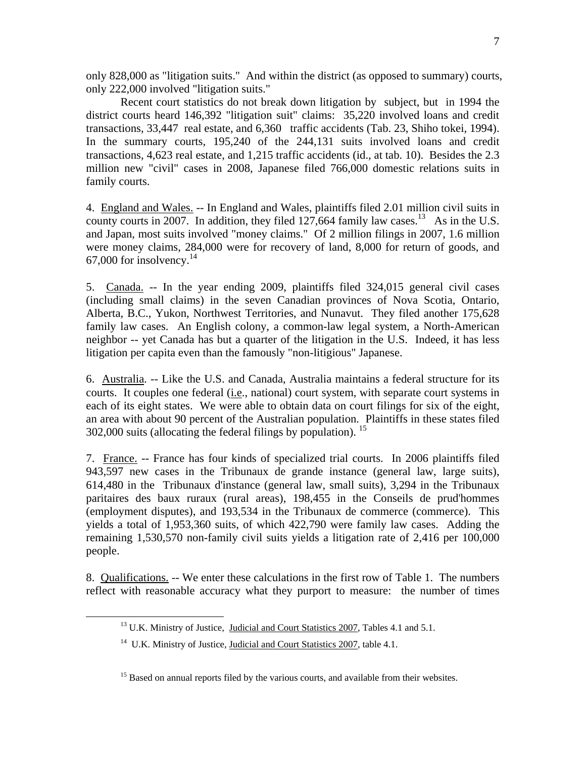only 828,000 as "litigation suits." And within the district (as opposed to summary) courts, only 222,000 involved "litigation suits."

Recent court statistics do not break down litigation by subject, but in 1994 the district courts heard 146,392 "litigation suit" claims: 35,220 involved loans and credit transactions, 33,447 real estate, and 6,360 traffic accidents (Tab. 23, Shiho tokei, 1994). In the summary courts, 195,240 of the 244,131 suits involved loans and credit transactions, 4,623 real estate, and 1,215 traffic accidents (id., at tab. 10). Besides the 2.3 million new "civil" cases in 2008, Japanese filed 766,000 domestic relations suits in family courts.

4. England and Wales. -- In England and Wales, plaintiffs filed 2.01 million civil suits in county courts in 2007. In addition, they filed 127,664 family law cases.[13] As in the U.S. and Japan, most suits involved "money claims." Of 2 million filings in 2007, 1.6 million were money claims, 284,000 were for recovery of land, 8,000 for return of goods, and 67,000 for insolvency.[14]

5. Canada. -- In the year ending 2009, plaintiffs filed 324,015 general civil cases (including small claims) in the seven Canadian provinces of Nova Scotia, Ontario, Alberta, B.C., Yukon, Northwest Territories, and Nunavut. They filed another 175,628 family law cases. An English colony, a common-law legal system, a North-American neighbor -- yet Canada has but a quarter of the litigation in the U.S. Indeed, it has less litigation per capita even than the famously "non-litigious" Japanese.

6. Australia. -- Like the U.S. and Canada, Australia maintains a federal structure for its courts. It couples one federal (i.e., national) court system, with separate court systems in each of its eight states. We were able to obtain data on court filings for six of the eight, an area with about 90 percent of the Australian population. Plaintiffs in these states filed 302,000 suits (allocating the federal filings by population).[15]

7. France. -- France has four kinds of specialized trial courts. In 2006 plaintiffs filed 943,597 new cases in the Tribunaux de grande instance (general law, large suits), 614,480 in the Tribunaux d'instance (general law, small suits), 3,294 in the Tribunaux paritaires des baux ruraux (rural areas), 198,455 in the Conseils de prud'hommes (employment disputes), and 193,534 in the Tribunaux de commerce (commerce). This yields a total of 1,953,360 suits, of which 422,790 were family law cases. Adding the remaining 1,530,570 non-family civil suits yields a litigation rate of 2,416 per 100,000 people.

8. Qualifications. -- We enter these calculations in the first row of Table 1. The numbers reflect with reasonable accuracy what they purport to measure: the number of times

---

[13] U.K. Ministry of Justice, Judicial and Court Statistics 2007, Tables 4.1 and 5.1.

[14] U.K. Ministry of Justice, Judicial and Court Statistics 2007, table 4.1.

[15] Based on annual reports filed by the various courts, and available from their websites.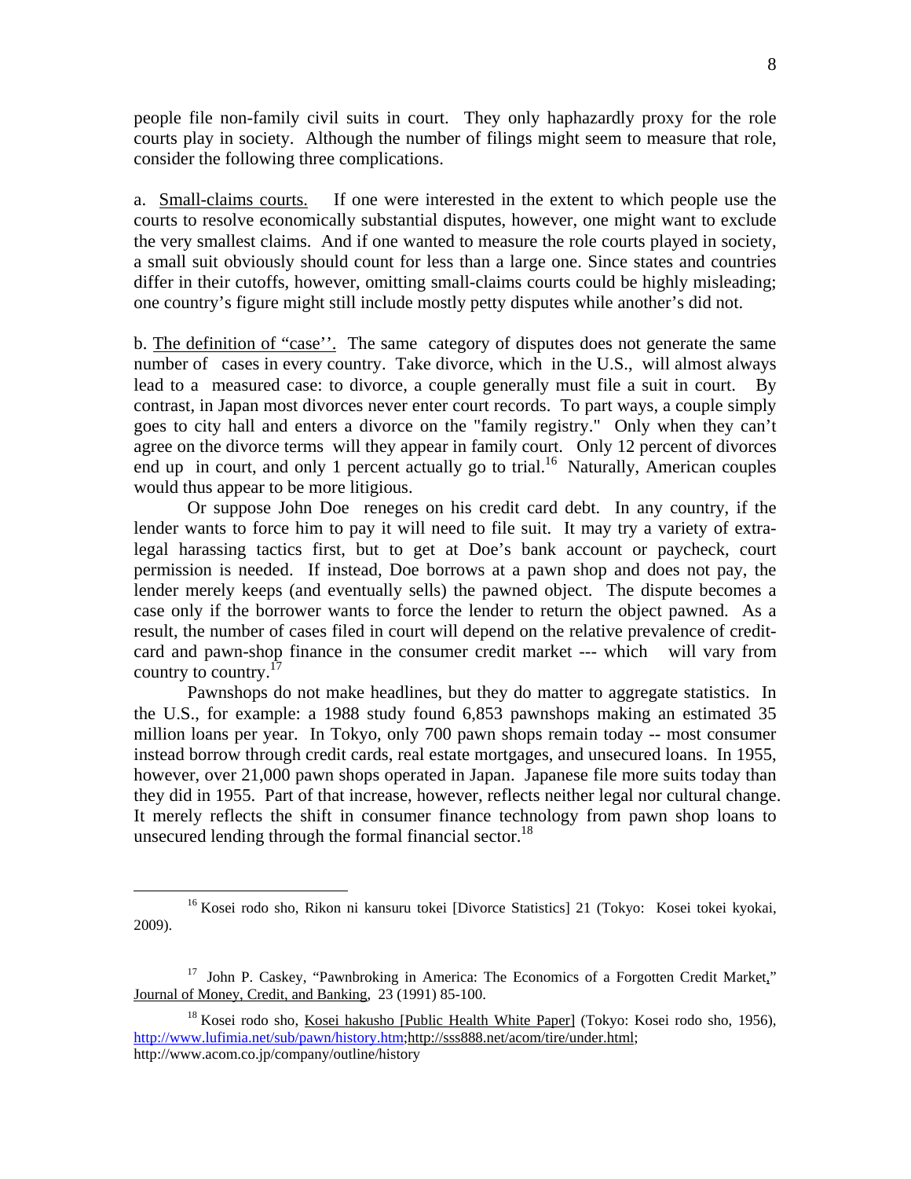people file non-family civil suits in court. They only haphazardly proxy for the role courts play in society. Although the number of filings might seem to measure that role, consider the following three complications.

a. Small-claims courts. If one were interested in the extent to which people use the courts to resolve economically substantial disputes, however, one might want to exclude the very smallest claims. And if one wanted to measure the role courts played in society, a small suit obviously should count for less than a large one. Since states and countries differ in their cutoffs, however, omitting small-claims courts could be highly misleading; one country's figure might still include mostly petty disputes while another's did not.

b. The definition of "case''. The same category of disputes does not generate the same number of cases in every country. Take divorce, which in the U.S., will almost always lead to a measured case: to divorce, a couple generally must file a suit in court. By contrast, in Japan most divorces never enter court records. To part ways, a couple simply goes to city hall and enters a divorce on the "family registry." Only when they can't agree on the divorce terms will they appear in family court. Only 12 percent of divorces end up in court, and only 1 percent actually go to trial.[16] Naturally, American couples would thus appear to be more litigious.

Or suppose John Doe reneges on his credit card debt. In any country, if the lender wants to force him to pay it will need to file suit. It may try a variety of extra-legal harassing tactics first, but to get at Doe's bank account or paycheck, court permission is needed. If instead, Doe borrows at a pawn shop and does not pay, the lender merely keeps (and eventually sells) the pawned object. The dispute becomes a case only if the borrower wants to force the lender to return the object pawned. As a result, the number of cases filed in court will depend on the relative prevalence of credit-card and pawn-shop finance in the consumer credit market --- which will vary from country to country.[17]

Pawnshops do not make headlines, but they do matter to aggregate statistics. In the U.S., for example: a 1988 study found 6,853 pawnshops making an estimated 35 million loans per year. In Tokyo, only 700 pawn shops remain today -- most consumer instead borrow through credit cards, real estate mortgages, and unsecured loans. In 1955, however, over 21,000 pawn shops operated in Japan. Japanese file more suits today than they did in 1955. Part of that increase, however, reflects neither legal nor cultural change. It merely reflects the shift in consumer finance technology from pawn shop loans to unsecured lending through the formal financial sector.[18]

---

[16] Kosei rodo sho, Rikon ni kansuru tokei [Divorce Statistics] 21 (Tokyo: Kosei tokei kyokai, 2009).

[17] John P. Caskey, "Pawnbroking in America: The Economics of a Forgotten Credit Market," Journal of Money, Credit, and Banking, 23 (1991) 85-100.

[18] Kosei rodo sho, Kosei hakusho [Public Health White Paper] (Tokyo: Kosei rodo sho, 1956), http://www.lufimia.net/sub/pawn/history.htm;http://sss888.net/acom/tire/under.html; http://www.acom.co.jp/company/outline/history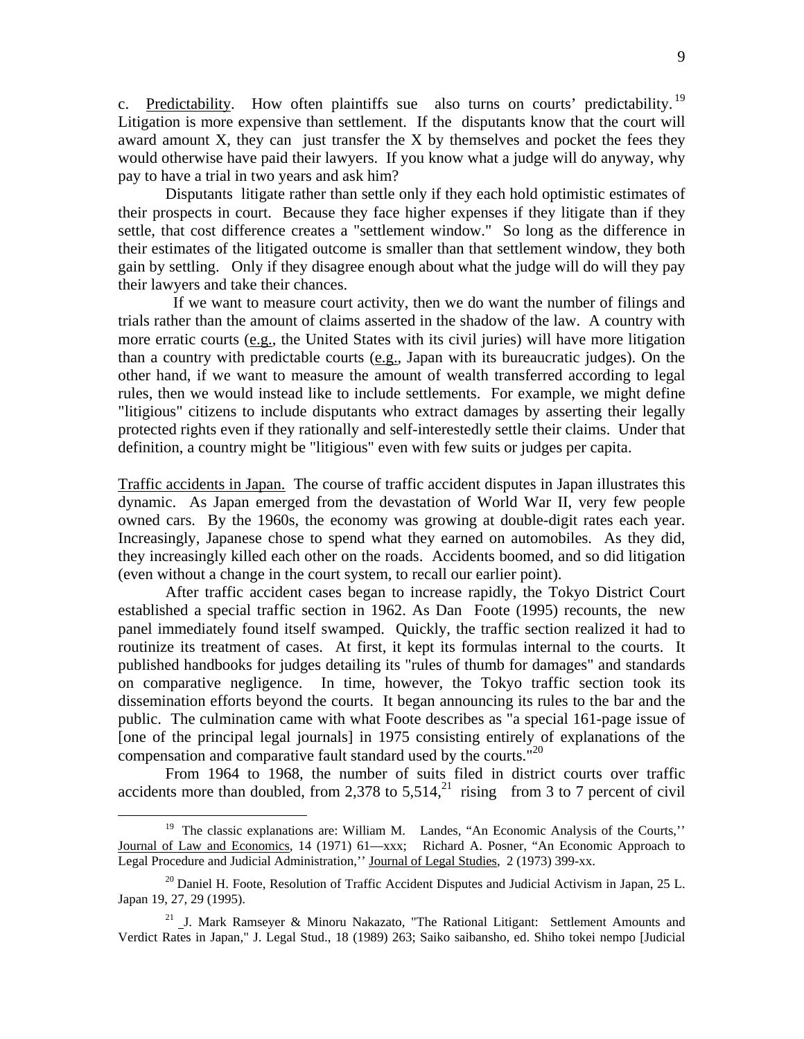c. Predictability. How often plaintiffs sue also turns on courts' predictability.[19] Litigation is more expensive than settlement. If the disputants know that the court will award amount X, they can just transfer the X by themselves and pocket the fees they would otherwise have paid their lawyers. If you know what a judge will do anyway, why pay to have a trial in two years and ask him?

Disputants litigate rather than settle only if they each hold optimistic estimates of their prospects in court. Because they face higher expenses if they litigate than if they settle, that cost difference creates a "settlement window." So long as the difference in their estimates of the litigated outcome is smaller than that settlement window, they both gain by settling. Only if they disagree enough about what the judge will do will they pay their lawyers and take their chances.

If we want to measure court activity, then we do want the number of filings and trials rather than the amount of claims asserted in the shadow of the law. A country with more erratic courts (e.g., the United States with its civil juries) will have more litigation than a country with predictable courts (e.g., Japan with its bureaucratic judges). On the other hand, if we want to measure the amount of wealth transferred according to legal rules, then we would instead like to include settlements. For example, we might define "litigious" citizens to include disputants who extract damages by asserting their legally protected rights even if they rationally and self-interestedly settle their claims. Under that definition, a country might be "litigious" even with few suits or judges per capita.

Traffic accidents in Japan. The course of traffic accident disputes in Japan illustrates this dynamic. As Japan emerged from the devastation of World War II, very few people owned cars. By the 1960s, the economy was growing at double-digit rates each year. Increasingly, Japanese chose to spend what they earned on automobiles. As they did, they increasingly killed each other on the roads. Accidents boomed, and so did litigation (even without a change in the court system, to recall our earlier point).

After traffic accident cases began to increase rapidly, the Tokyo District Court established a special traffic section in 1962. As Dan Foote (1995) recounts, the new panel immediately found itself swamped. Quickly, the traffic section realized it had to routinize its treatment of cases. At first, it kept its formulas internal to the courts. It published handbooks for judges detailing its "rules of thumb for damages" and standards on comparative negligence. In time, however, the Tokyo traffic section took its dissemination efforts beyond the courts. It began announcing its rules to the bar and the public. The culmination came with what Foote describes as "a special 161-page issue of [one of the principal legal journals] in 1975 consisting entirely of explanations of the compensation and comparative fault standard used by the courts."[20]

From 1964 to 1968, the number of suits filed in district courts over traffic accidents more than doubled, from 2,378 to 5,514,[21] rising from 3 to 7 percent of civil

---

[19] The classic explanations are: William M. Landes, "An Economic Analysis of the Courts,'' Journal of Law and Economics, 14 (1971) 61—xxx; Richard A. Posner, "An Economic Approach to Legal Procedure and Judicial Administration,'' Journal of Legal Studies, 2 (1973) 399-xx.

[20] Daniel H. Foote, Resolution of Traffic Accident Disputes and Judicial Activism in Japan, 25 L. Japan 19, 27, 29 (1995).

[21] J. Mark Ramseyer & Minoru Nakazato, "The Rational Litigant: Settlement Amounts and Verdict Rates in Japan," J. Legal Stud., 18 (1989) 263; Saiko saibansho, ed. Shiho tokei nempo [Judicial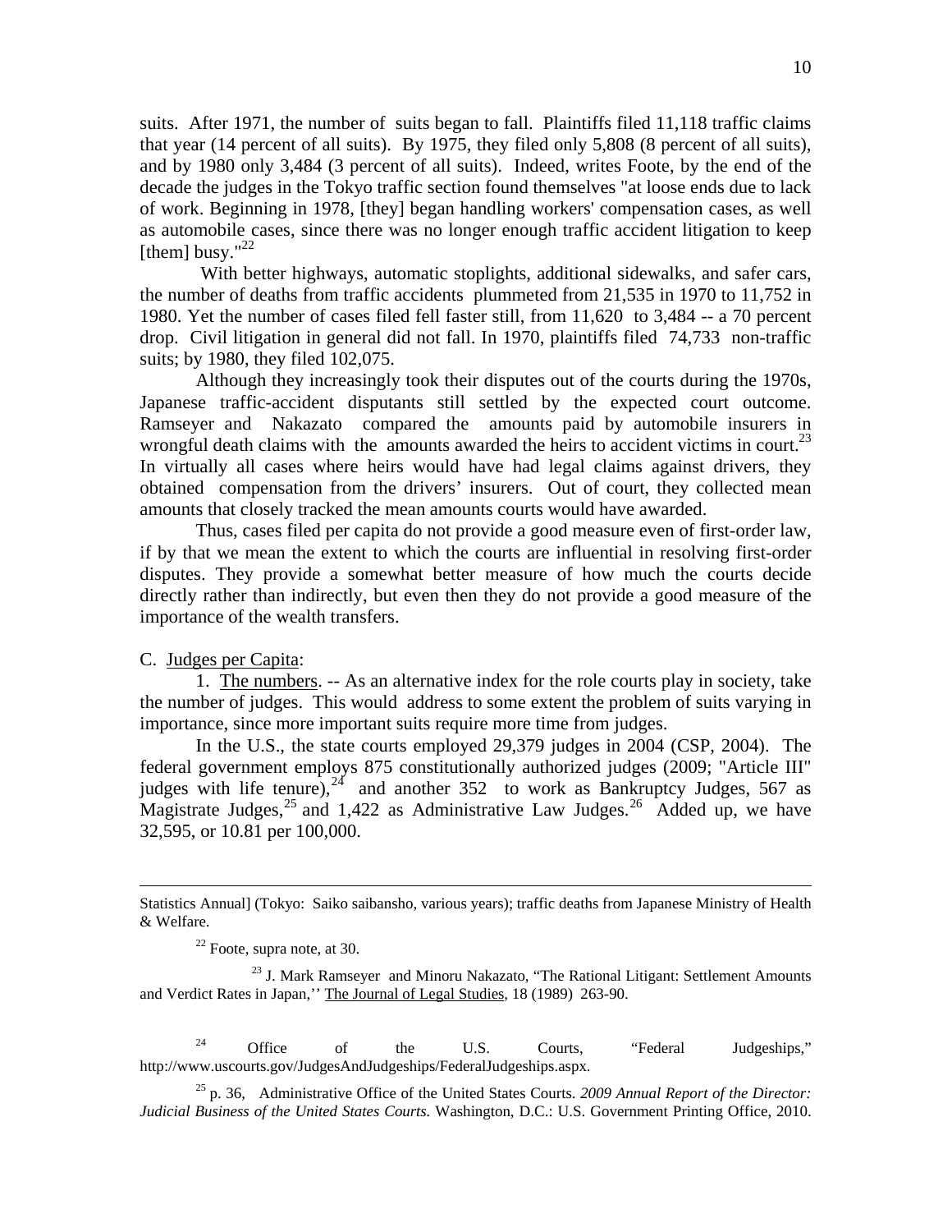suits. After 1971, the number of suits began to fall. Plaintiffs filed 11,118 traffic claims that year (14 percent of all suits). By 1975, they filed only 5,808 (8 percent of all suits), and by 1980 only 3,484 (3 percent of all suits). Indeed, writes Foote, by the end of the decade the judges in the Tokyo traffic section found themselves "at loose ends due to lack of work. Beginning in 1978, [they] began handling workers' compensation cases, as well as automobile cases, since there was no longer enough traffic accident litigation to keep [them] busy."[22]

With better highways, automatic stoplights, additional sidewalks, and safer cars, the number of deaths from traffic accidents plummeted from 21,535 in 1970 to 11,752 in 1980. Yet the number of cases filed fell faster still, from 11,620 to 3,484 -- a 70 percent drop. Civil litigation in general did not fall. In 1970, plaintiffs filed 74,733 non-traffic suits; by 1980, they filed 102,075.

Although they increasingly took their disputes out of the courts during the 1970s, Japanese traffic-accident disputants still settled by the expected court outcome. Ramseyer and Nakazato compared the amounts paid by automobile insurers in wrongful death claims with the amounts awarded the heirs to accident victims in court.[23] In virtually all cases where heirs would have had legal claims against drivers, they obtained compensation from the drivers' insurers. Out of court, they collected mean amounts that closely tracked the mean amounts courts would have awarded.

Thus, cases filed per capita do not provide a good measure even of first-order law, if by that we mean the extent to which the courts are influential in resolving first-order disputes. They provide a somewhat better measure of how much the courts decide directly rather than indirectly, but even then they do not provide a good measure of the importance of the wealth transfers.

C. Judges per Capita:

1. The numbers. -- As an alternative index for the role courts play in society, take the number of judges. This would address to some extent the problem of suits varying in importance, since more important suits require more time from judges.

In the U.S., the state courts employed 29,379 judges in 2004 (CSP, 2004). The federal government employs 875 constitutionally authorized judges (2009; "Article III" judges with life tenure),[24] and another 352 to work as Bankruptcy Judges, 567 as Magistrate Judges,[25] and 1,422 as Administrative Law Judges.[26] Added up, we have 32,595, or 10.81 per 100,000.

---

Statistics Annual] (Tokyo: Saiko saibansho, various years); traffic deaths from Japanese Ministry of Health & Welfare.

[22] Foote, supra note, at 30.

[23] J. Mark Ramseyer and Minoru Nakazato, "The Rational Litigant: Settlement Amounts and Verdict Rates in Japan,'' The Journal of Legal Studies, 18 (1989) 263-90.

[24] Office of the U.S. Courts, "Federal Judgeships," http://www.uscourts.gov/JudgesAndJudgeships/FederalJudgeships.aspx.

[25] p. 36, Administrative Office of the United States Courts. *2009 Annual Report of the Director: Judicial Business of the United States Courts.* Washington, D.C.: U.S. Government Printing Office, 2010.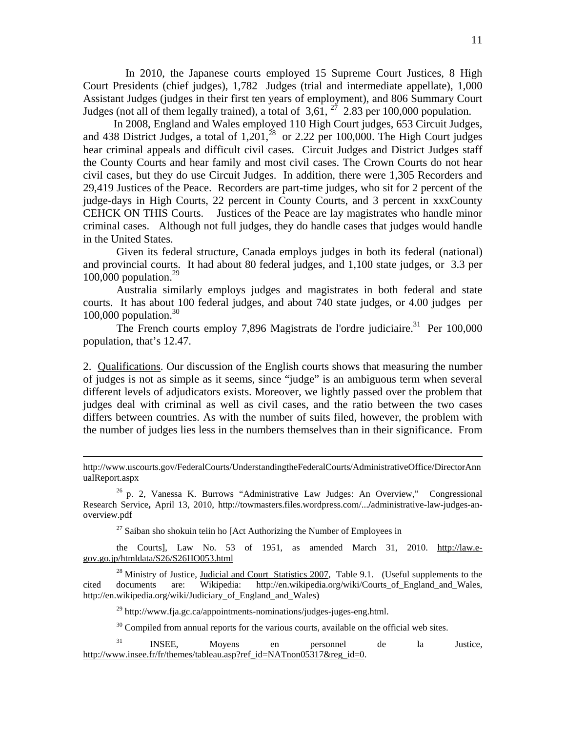In 2010, the Japanese courts employed 15 Supreme Court Justices, 8 High Court Presidents (chief judges), 1,782 Judges (trial and intermediate appellate), 1,000 Assistant Judges (judges in their first ten years of employment), and 806 Summary Court Judges (not all of them legally trained), a total of 3,61, [27] 2.83 per 100,000 population.

In 2008, England and Wales employed 110 High Court judges, 653 Circuit Judges, and 438 District Judges, a total of 1,201,[28] or 2.22 per 100,000. The High Court judges hear criminal appeals and difficult civil cases. Circuit Judges and District Judges staff the County Courts and hear family and most civil cases. The Crown Courts do not hear civil cases, but they do use Circuit Judges. In addition, there were 1,305 Recorders and 29,419 Justices of the Peace. Recorders are part-time judges, who sit for 2 percent of the judge-days in High Courts, 22 percent in County Courts, and 3 percent in xxxCounty CEHCK ON THIS Courts. Justices of the Peace are lay magistrates who handle minor criminal cases. Although not full judges, they do handle cases that judges would handle in the United States.

Given its federal structure, Canada employs judges in both its federal (national) and provincial courts. It had about 80 federal judges, and 1,100 state judges, or 3.3 per 100,000 population.[29]

Australia similarly employs judges and magistrates in both federal and state courts. It has about 100 federal judges, and about 740 state judges, or 4.00 judges per 100,000 population.[30]

The French courts employ 7,896 Magistrats de l'ordre judiciaire.[31] Per 100,000 population, that's 12.47.

2. Qualifications. Our discussion of the English courts shows that measuring the number of judges is not as simple as it seems, since "judge" is an ambiguous term when several different levels of adjudicators exists. Moreover, we lightly passed over the problem that judges deal with criminal as well as civil cases, and the ratio between the two cases differs between countries. As with the number of suits filed, however, the problem with the number of judges lies less in the numbers themselves than in their significance. From

---

http://www.uscourts.gov/FederalCourts/UnderstandingtheFederalCourts/AdministrativeOffice/DirectorAnnualReport.aspx

[26] p. 2, Vanessa K. Burrows "Administrative Law Judges: An Overview," Congressional Research Service, April 13, 2010, http://towmasters.files.wordpress.com/.../administrative-law-judges-an-overview.pdf

[27] Saiban sho shokuin teiin ho [Act Authorizing the Number of Employees in

the Courts], Law No. 53 of 1951, as amended March 31, 2010. http://law.e-gov.go.jp/htmldata/S26/S26HO053.html

[28] Ministry of Justice, Judicial and Court Statistics 2007, Table 9.1. (Useful supplements to the cited documents are: Wikipedia: http://en.wikipedia.org/wiki/Courts_of_England_and_Wales, http://en.wikipedia.org/wiki/Judiciary_of_England_and_Wales)

[29] http://www.fja.gc.ca/appointments-nominations/judges-juges-eng.html.

[30] Compiled from annual reports for the various courts, available on the official web sites.

[31] INSEE, Moyens en personnel de la Justice, http://www.insee.fr/fr/themes/tableau.asp?ref_id=NATnon05317&reg_id=0.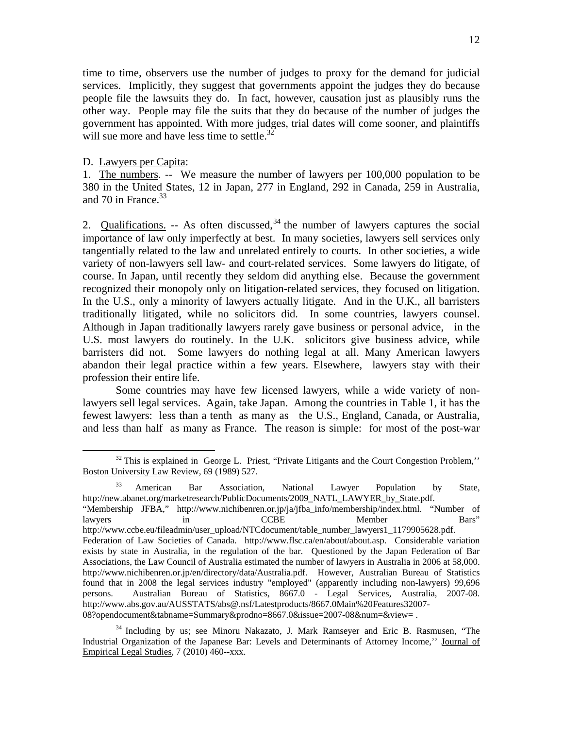time to time, observers use the number of judges to proxy for the demand for judicial services. Implicitly, they suggest that governments appoint the judges they do because people file the lawsuits they do. In fact, however, causation just as plausibly runs the other way. People may file the suits that they do because of the number of judges the government has appointed. With more judges, trial dates will come sooner, and plaintiffs will sue more and have less time to settle.[32]

D. Lawyers per Capita:

1. The numbers. -- We measure the number of lawyers per 100,000 population to be 380 in the United States, 12 in Japan, 277 in England, 292 in Canada, 259 in Australia, and 70 in France.[33]

2. Qualifications. -- As often discussed,[34] the number of lawyers captures the social importance of law only imperfectly at best. In many societies, lawyers sell services only tangentially related to the law and unrelated entirely to courts. In other societies, a wide variety of non-lawyers sell law- and court-related services. Some lawyers do litigate, of course. In Japan, until recently they seldom did anything else. Because the government recognized their monopoly only on litigation-related services, they focused on litigation. In the U.S., only a minority of lawyers actually litigate. And in the U.K., all barristers traditionally litigated, while no solicitors did. In some countries, lawyers counsel. Although in Japan traditionally lawyers rarely gave business or personal advice, in the U.S. most lawyers do routinely. In the U.K. solicitors give business advice, while barristers did not. Some lawyers do nothing legal at all. Many American lawyers abandon their legal practice within a few years. Elsewhere, lawyers stay with their profession their entire life.

Some countries may have few licensed lawyers, while a wide variety of non-lawyers sell legal services. Again, take Japan. Among the countries in Table 1, it has the fewest lawyers: less than a tenth as many as the U.S., England, Canada, or Australia, and less than half as many as France. The reason is simple: for most of the post-war

---

[32] This is explained in George L. Priest, "Private Litigants and the Court Congestion Problem,'' Boston University Law Review, 69 (1989) 527.

[33] American Bar Association, National Lawyer Population by State, http://new.abanet.org/marketresearch/PublicDocuments/2009_NATL_LAWYER_by_State.pdf. "Membership JFBA," http://www.nichibenren.or.jp/ja/jfba_info/membership/index.html. "Number of lawyers in CCBE Member Bars" http://www.ccbe.eu/fileadmin/user_upload/NTCdocument/table_number_lawyers1_1179905628.pdf. Federation of Law Societies of Canada. http://www.flsc.ca/en/about/about.asp. Considerable variation exists by state in Australia, in the regulation of the bar. Questioned by the Japan Federation of Bar Associations, the Law Council of Australia estimated the number of lawyers in Australia in 2006 at 58,000. http://www.nichibenren.or.jp/en/directory/data/Australia.pdf. However, Australian Bureau of Statistics found that in 2008 the legal services industry "employed" (apparently including non-lawyers) 99,696 persons. Australian Bureau of Statistics, 8667.0 - Legal Services, Australia, 2007-08. http://www.abs.gov.au/AUSSTATS/abs@.nsf/Latestproducts/8667.0Main%20Features32007-08?opendocument&tabname=Summary&prodno=8667.0&issue=2007-08&num=&view= .

[34] Including by us; see Minoru Nakazato, J. Mark Ramseyer and Eric B. Rasmusen, "The Industrial Organization of the Japanese Bar: Levels and Determinants of Attorney Income,'' Journal of Empirical Legal Studies, 7 (2010) 460--xxx.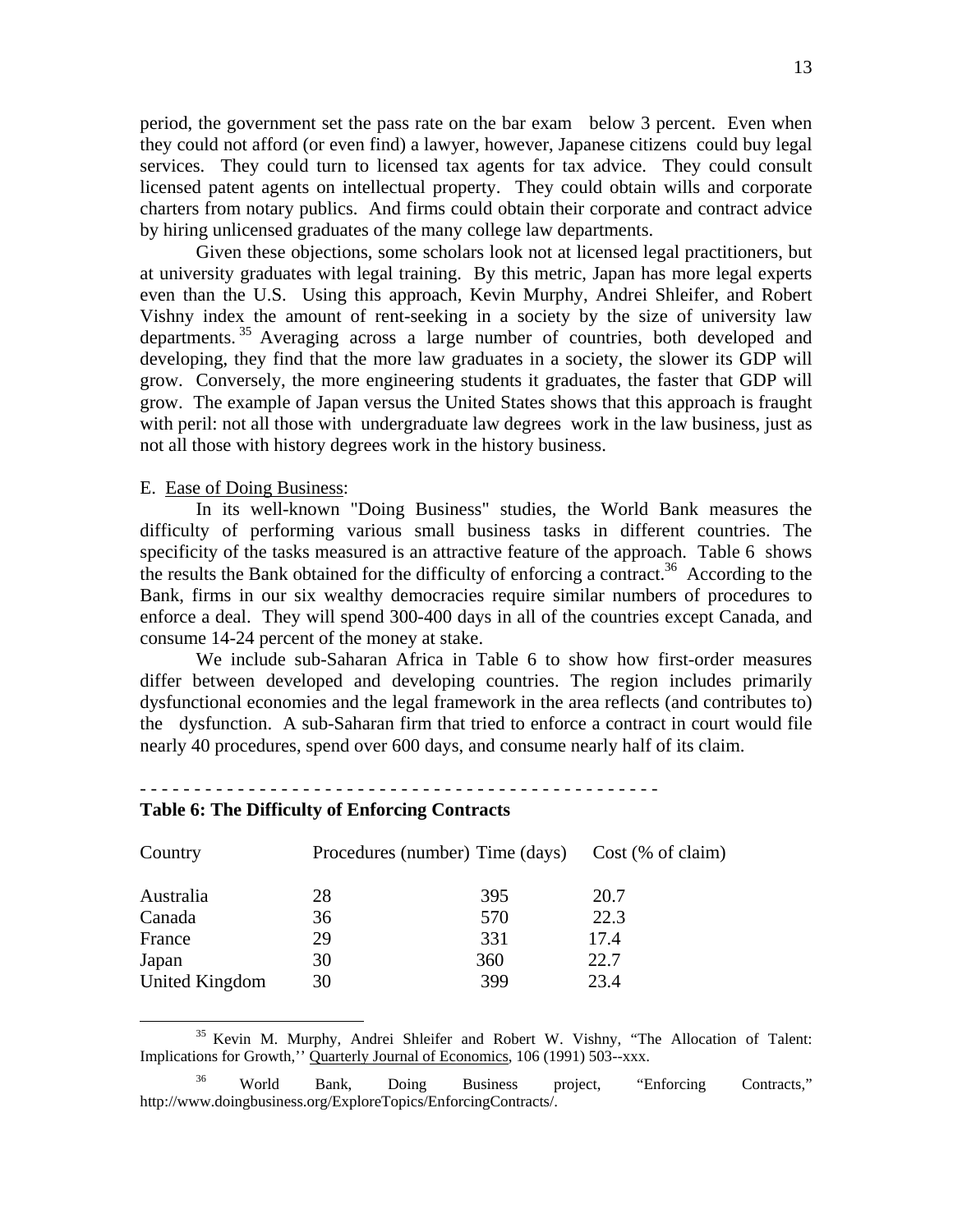period, the government set the pass rate on the bar exam below 3 percent. Even when they could not afford (or even find) a lawyer, however, Japanese citizens could buy legal services. They could turn to licensed tax agents for tax advice. They could consult licensed patent agents on intellectual property. They could obtain wills and corporate charters from notary publics. And firms could obtain their corporate and contract advice by hiring unlicensed graduates of the many college law departments.

Given these objections, some scholars look not at licensed legal practitioners, but at university graduates with legal training. By this metric, Japan has more legal experts even than the U.S. Using this approach, Kevin Murphy, Andrei Shleifer, and Robert Vishny index the amount of rent-seeking in a society by the size of university law departments.[35] Averaging across a large number of countries, both developed and developing, they find that the more law graduates in a society, the slower its GDP will grow. Conversely, the more engineering students it graduates, the faster that GDP will grow. The example of Japan versus the United States shows that this approach is fraught with peril: not all those with undergraduate law degrees work in the law business, just as not all those with history degrees work in the history business.

E. Ease of Doing Business:

In its well-known "Doing Business" studies, the World Bank measures the difficulty of performing various small business tasks in different countries. The specificity of the tasks measured is an attractive feature of the approach. Table 6 shows the results the Bank obtained for the difficulty of enforcing a contract.[36] According to the Bank, firms in our six wealthy democracies require similar numbers of procedures to enforce a deal. They will spend 300-400 days in all of the countries except Canada, and consume 14-24 percent of the money at stake.

We include sub-Saharan Africa in Table 6 to show how first-order measures differ between developed and developing countries. The region includes primarily dysfunctional economies and the legal framework in the area reflects (and contributes to) the dysfunction. A sub-Saharan firm that tried to enforce a contract in court would file nearly 40 procedures, spend over 600 days, and consume nearly half of its claim.

- - - - - - - - - - - - - - - - - - - - - - - - - - - - - - - - - - - - - - - - - - - - - - - -

**Table 6: The Difficulty of Enforcing Contracts**

| Country | Procedures (number) | Time (days) | Cost (% of claim) |
|---|---|---|---|
| Australia | 28 | 395 | 20.7 |
| Canada | 36 | 570 | 22.3 |
| France | 29 | 331 | 17.4 |
| Japan | 30 | 360 | 22.7 |
| United Kingdom | 30 | 399 | 23.4 |

[35] Kevin M. Murphy, Andrei Shleifer and Robert W. Vishny, "The Allocation of Talent: Implications for Growth,'' Quarterly Journal of Economics, 106 (1991) 503--xxx.

[36] World Bank, Doing Business project, "Enforcing Contracts," http://www.doingbusiness.org/ExploreTopics/EnforcingContracts/.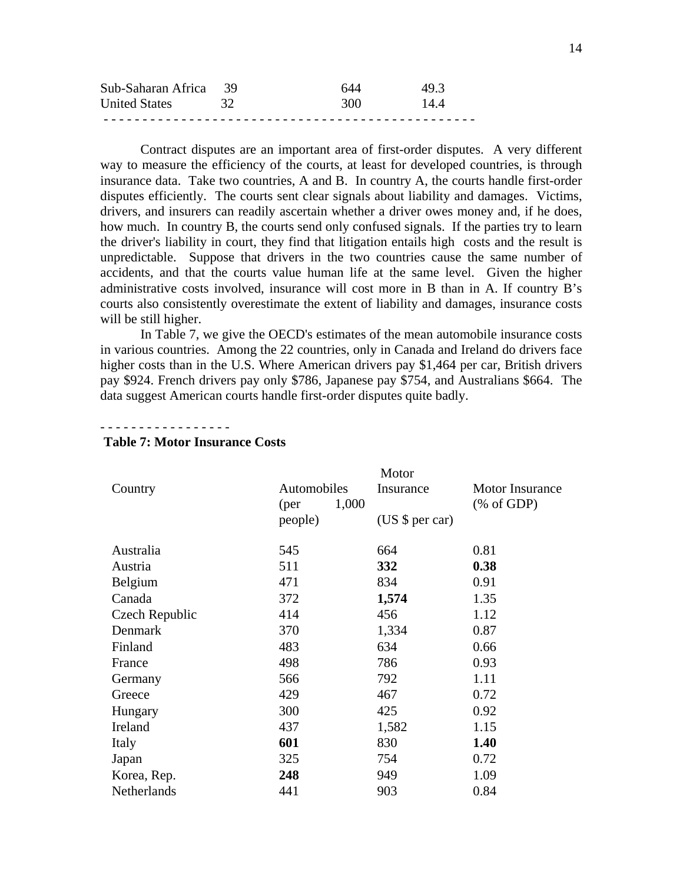| | | | |
|---|---|---|---|
| Sub-Saharan Africa | 39 | 644 | 49.3 |
| United States | 32 | 300 | 14.4 |

Contract disputes are an important area of first-order disputes. A very different way to measure the efficiency of the courts, at least for developed countries, is through insurance data. Take two countries, A and B. In country A, the courts handle first-order disputes efficiently. The courts sent clear signals about liability and damages. Victims, drivers, and insurers can readily ascertain whether a driver owes money and, if he does, how much. In country B, the courts send only confused signals. If the parties try to learn the driver's liability in court, they find that litigation entails high costs and the result is unpredictable. Suppose that drivers in the two countries cause the same number of accidents, and that the courts value human life at the same level. Given the higher administrative costs involved, insurance will cost more in B than in A. If country B's courts also consistently overestimate the extent of liability and damages, insurance costs will be still higher.

In Table 7, we give the OECD's estimates of the mean automobile insurance costs in various countries. Among the 22 countries, only in Canada and Ireland do drivers face higher costs than in the U.S. Where American drivers pay $1,464 per car, British drivers pay $924. French drivers pay only $786, Japanese pay $754, and Australians $664. The data suggest American courts handle first-order disputes quite badly.

**Table 7: Motor Insurance Costs**

| Country | Automobiles (per 1,000 people) | Motor Insurance (US $ per car) | Motor Insurance (% of GDP) |
|---|---|---|---|
| Australia | 545 | 664 | 0.81 |
| Austria | 511 | **332** | **0.38** |
| Belgium | 471 | 834 | 0.91 |
| Canada | 372 | **1,574** | 1.35 |
| Czech Republic | 414 | 456 | 1.12 |
| Denmark | 370 | 1,334 | 0.87 |
| Finland | 483 | 634 | 0.66 |
| France | 498 | 786 | 0.93 |
| Germany | 566 | 792 | 1.11 |
| Greece | 429 | 467 | 0.72 |
| Hungary | 300 | 425 | 0.92 |
| Ireland | 437 | 1,582 | 1.15 |
| Italy | **601** | 830 | **1.40** |
| Japan | 325 | 754 | 0.72 |
| Korea, Rep. | **248** | 949 | 1.09 |
| Netherlands | 441 | 903 | 0.84 |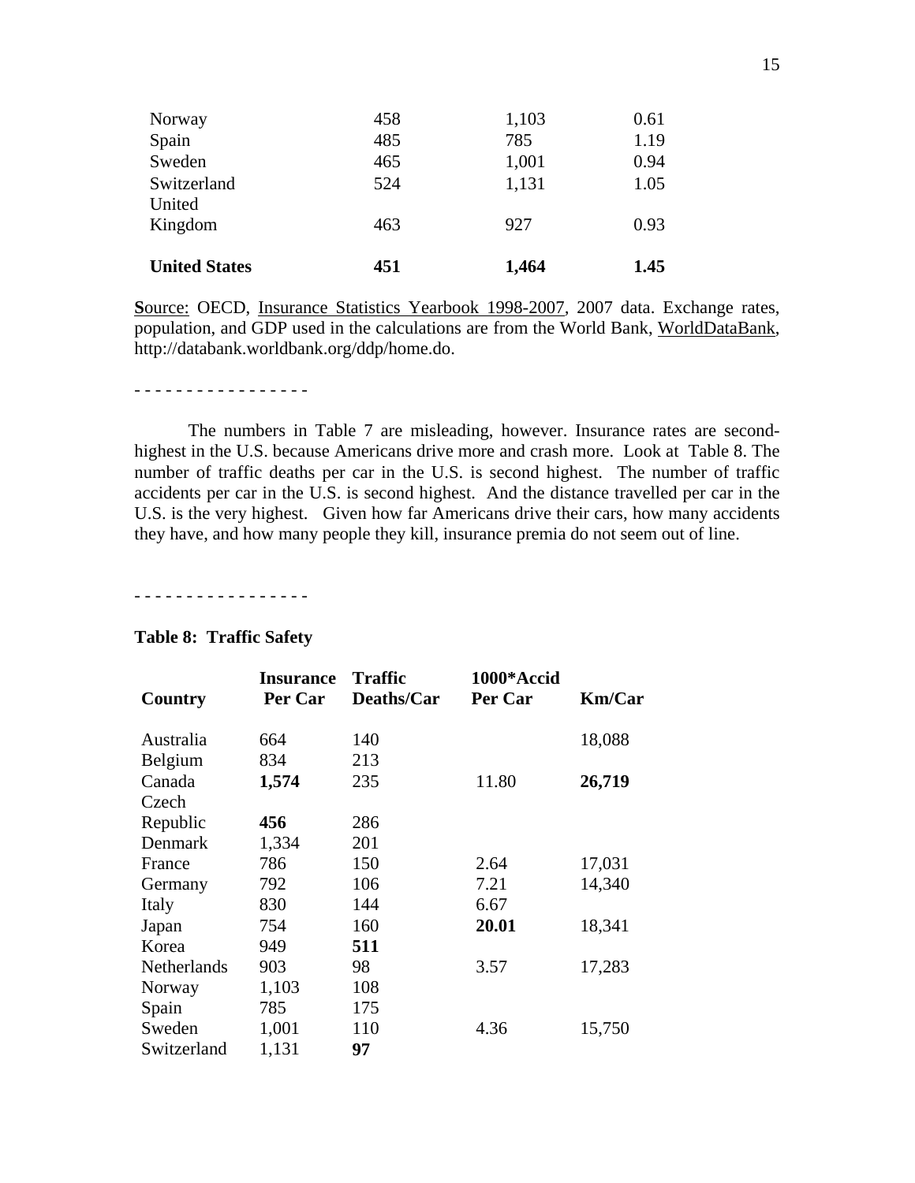| | | | |
|---|---|---|---|
| Norway | 458 | 1,103 | 0.61 |
| Spain | 485 | 785 | 1.19 |
| Sweden | 465 | 1,001 | 0.94 |
| Switzerland | 524 | 1,131 | 1.05 |
| United Kingdom | 463 | 927 | 0.93 |
| **United States** | **451** | **1,464** | **1.45** |

Source: OECD, Insurance Statistics Yearbook 1998-2007, 2007 data. Exchange rates, population, and GDP used in the calculations are from the World Bank, WorldDataBank, http://databank.worldbank.org/ddp/home.do.

- - - - - - - - - - - - - - - - -

The numbers in Table 7 are misleading, however. Insurance rates are second-highest in the U.S. because Americans drive more and crash more. Look at Table 8. The number of traffic deaths per car in the U.S. is second highest. The number of traffic accidents per car in the U.S. is second highest. And the distance travelled per car in the U.S. is the very highest. Given how far Americans drive their cars, how many accidents they have, and how many people they kill, insurance premia do not seem out of line.

- - - - - - - - - - - - - - - - -

**Table 8: Traffic Safety**

| Country | Insurance Per Car | Traffic Deaths/Car | 1000*Accid Per Car | Km/Car |
|---|---|---|---|---|
| Australia | 664 | 140 | | 18,088 |
| Belgium | 834 | 213 | | |
| Canada | **1,574** | 235 | 11.80 | **26,719** |
| Czech Republic | **456** | 286 | | |
| Denmark | 1,334 | 201 | | |
| France | 786 | 150 | 2.64 | 17,031 |
| Germany | 792 | 106 | 7.21 | 14,340 |
| Italy | 830 | 144 | 6.67 | |
| Japan | 754 | 160 | **20.01** | 18,341 |
| Korea | 949 | **511** | | |
| Netherlands | 903 | 98 | 3.57 | 17,283 |
| Norway | 1,103 | 108 | | |
| Spain | 785 | 175 | | |
| Sweden | 1,001 | 110 | 4.36 | 15,750 |
| Switzerland | 1,131 | **97** | | |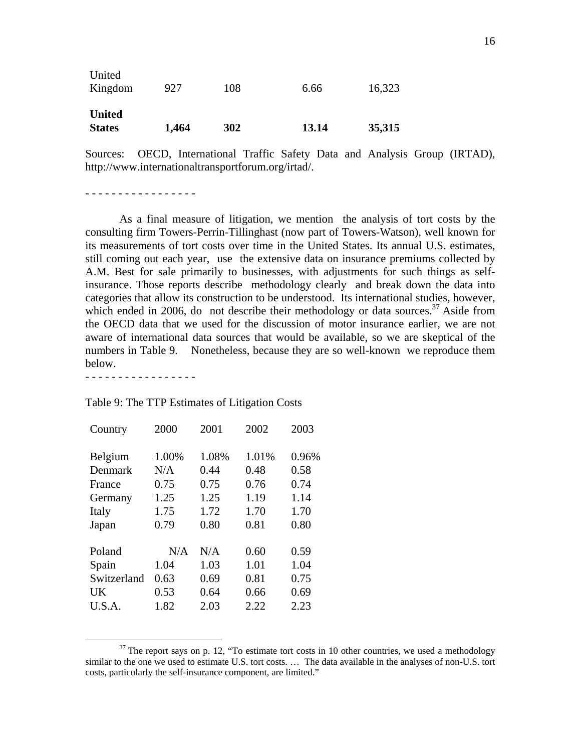| United Kingdom | 927 | 108 | 6.66 | 16,323 |
|---|---|---|---|---|
| **United States** | **1,464** | **302** | **13.14** | **35,315** |

Sources: OECD, International Traffic Safety Data and Analysis Group (IRTAD), http://www.internationaltransportforum.org/irtad/.

- - - - - - - - - - - - - - - - -

As a final measure of litigation, we mention the analysis of tort costs by the consulting firm Towers-Perrin-Tillinghast (now part of Towers-Watson), well known for its measurements of tort costs over time in the United States. Its annual U.S. estimates, still coming out each year, use the extensive data on insurance premiums collected by A.M. Best for sale primarily to businesses, with adjustments for such things as self-insurance. Those reports describe methodology clearly and break down the data into categories that allow its construction to be understood. Its international studies, however, which ended in 2006, do not describe their methodology or data sources.[37] Aside from the OECD data that we used for the discussion of motor insurance earlier, we are not aware of international data sources that would be available, so we are skeptical of the numbers in Table 9. Nonetheless, because they are so well-known we reproduce them below.

- - - - - - - - - - - - - - - - -

Table 9: The TTP Estimates of Litigation Costs

| Country | 2000 | 2001 | 2002 | 2003 |
|---|---|---|---|---|
| Belgium | 1.00% | 1.08% | 1.01% | 0.96% |
| Denmark | N/A | 0.44 | 0.48 | 0.58 |
| France | 0.75 | 0.75 | 0.76 | 0.74 |
| Germany | 1.25 | 1.25 | 1.19 | 1.14 |
| Italy | 1.75 | 1.72 | 1.70 | 1.70 |
| Japan | 0.79 | 0.80 | 0.81 | 0.80 |
| Poland | N/A | N/A | 0.60 | 0.59 |
| Spain | 1.04 | 1.03 | 1.01 | 1.04 |
| Switzerland | 0.63 | 0.69 | 0.81 | 0.75 |
| UK | 0.53 | 0.64 | 0.66 | 0.69 |
| U.S.A. | 1.82 | 2.03 | 2.22 | 2.23 |

[37] The report says on p. 12, "To estimate tort costs in 10 other countries, we used a methodology similar to the one we used to estimate U.S. tort costs. … The data available in the analyses of non-U.S. tort costs, particularly the self-insurance component, are limited."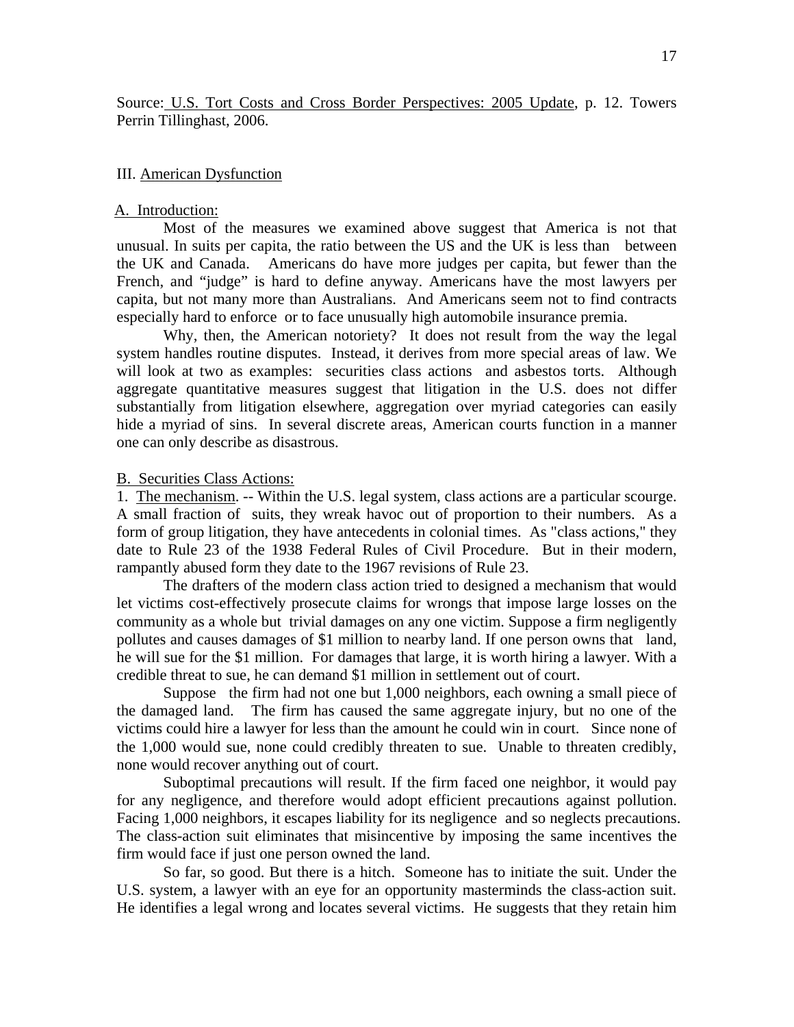Source: U.S. Tort Costs and Cross Border Perspectives: 2005 Update, p. 12. Towers Perrin Tillinghast, 2006.

## III. American Dysfunction

### A. Introduction:

Most of the measures we examined above suggest that America is not that unusual. In suits per capita, the ratio between the US and the UK is less than between the UK and Canada. Americans do have more judges per capita, but fewer than the French, and "judge" is hard to define anyway. Americans have the most lawyers per capita, but not many more than Australians. And Americans seem not to find contracts especially hard to enforce or to face unusually high automobile insurance premia.

Why, then, the American notoriety? It does not result from the way the legal system handles routine disputes. Instead, it derives from more special areas of law. We will look at two as examples: securities class actions and asbestos torts. Although aggregate quantitative measures suggest that litigation in the U.S. does not differ substantially from litigation elsewhere, aggregation over myriad categories can easily hide a myriad of sins. In several discrete areas, American courts function in a manner one can only describe as disastrous.

### B. Securities Class Actions:

1. The mechanism. -- Within the U.S. legal system, class actions are a particular scourge. A small fraction of suits, they wreak havoc out of proportion to their numbers. As a form of group litigation, they have antecedents in colonial times. As "class actions," they date to Rule 23 of the 1938 Federal Rules of Civil Procedure. But in their modern, rampantly abused form they date to the 1967 revisions of Rule 23.

The drafters of the modern class action tried to designed a mechanism that would let victims cost-effectively prosecute claims for wrongs that impose large losses on the community as a whole but trivial damages on any one victim. Suppose a firm negligently pollutes and causes damages of $1 million to nearby land. If one person owns that land, he will sue for the $1 million. For damages that large, it is worth hiring a lawyer. With a credible threat to sue, he can demand $1 million in settlement out of court.

Suppose the firm had not one but 1,000 neighbors, each owning a small piece of the damaged land. The firm has caused the same aggregate injury, but no one of the victims could hire a lawyer for less than the amount he could win in court. Since none of the 1,000 would sue, none could credibly threaten to sue. Unable to threaten credibly, none would recover anything out of court.

Suboptimal precautions will result. If the firm faced one neighbor, it would pay for any negligence, and therefore would adopt efficient precautions against pollution. Facing 1,000 neighbors, it escapes liability for its negligence and so neglects precautions. The class-action suit eliminates that misincentive by imposing the same incentives the firm would face if just one person owned the land.

So far, so good. But there is a hitch. Someone has to initiate the suit. Under the U.S. system, a lawyer with an eye for an opportunity masterminds the class-action suit. He identifies a legal wrong and locates several victims. He suggests that they retain him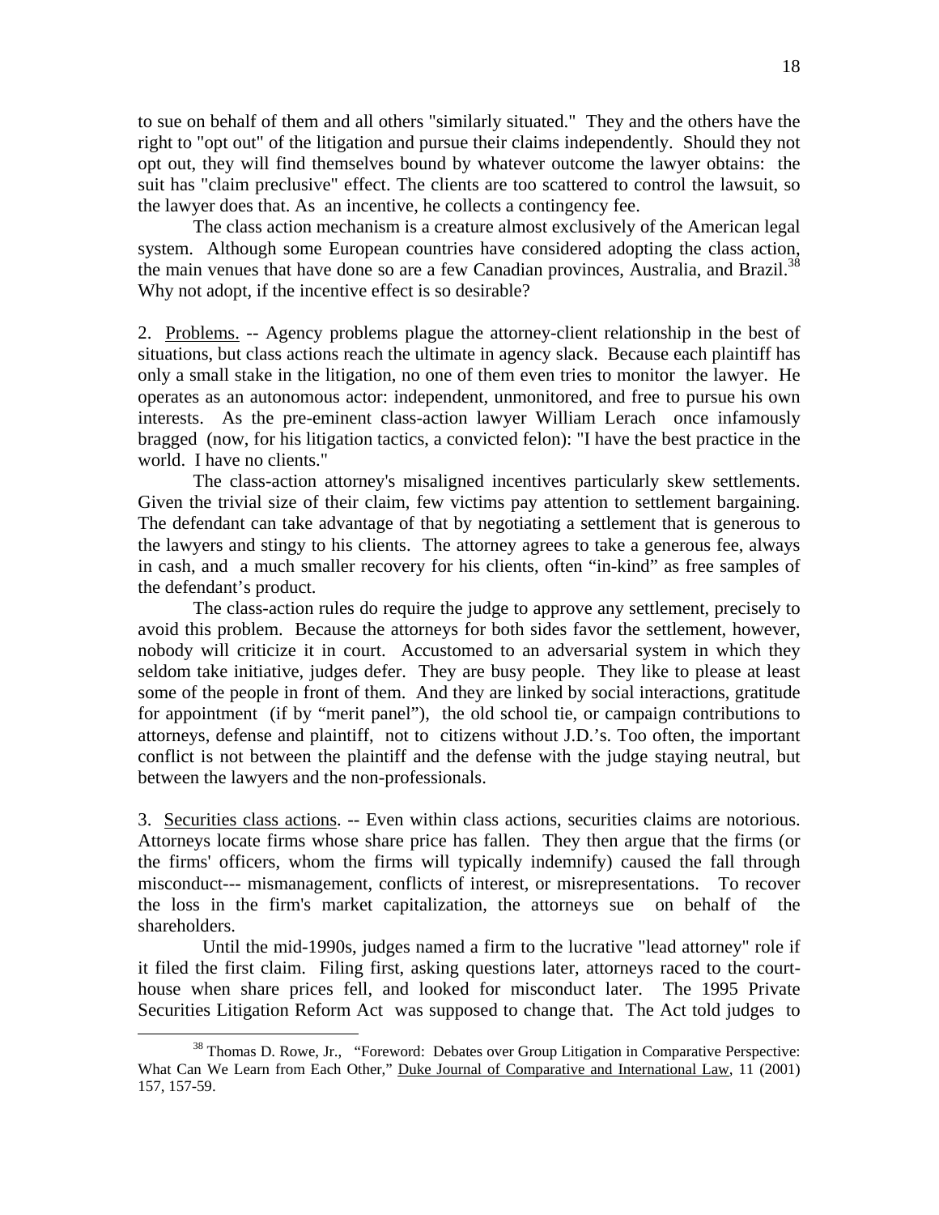to sue on behalf of them and all others "similarly situated." They and the others have the right to "opt out" of the litigation and pursue their claims independently. Should they not opt out, they will find themselves bound by whatever outcome the lawyer obtains: the suit has "claim preclusive" effect. The clients are too scattered to control the lawsuit, so the lawyer does that. As an incentive, he collects a contingency fee.

The class action mechanism is a creature almost exclusively of the American legal system. Although some European countries have considered adopting the class action, the main venues that have done so are a few Canadian provinces, Australia, and Brazil.[38] Why not adopt, if the incentive effect is so desirable?

2. Problems. -- Agency problems plague the attorney-client relationship in the best of situations, but class actions reach the ultimate in agency slack. Because each plaintiff has only a small stake in the litigation, no one of them even tries to monitor the lawyer. He operates as an autonomous actor: independent, unmonitored, and free to pursue his own interests. As the pre-eminent class-action lawyer William Lerach once infamously bragged (now, for his litigation tactics, a convicted felon): "I have the best practice in the world. I have no clients."

The class-action attorney's misaligned incentives particularly skew settlements. Given the trivial size of their claim, few victims pay attention to settlement bargaining. The defendant can take advantage of that by negotiating a settlement that is generous to the lawyers and stingy to his clients. The attorney agrees to take a generous fee, always in cash, and a much smaller recovery for his clients, often "in-kind" as free samples of the defendant's product.

The class-action rules do require the judge to approve any settlement, precisely to avoid this problem. Because the attorneys for both sides favor the settlement, however, nobody will criticize it in court. Accustomed to an adversarial system in which they seldom take initiative, judges defer. They are busy people. They like to please at least some of the people in front of them. And they are linked by social interactions, gratitude for appointment (if by "merit panel"), the old school tie, or campaign contributions to attorneys, defense and plaintiff, not to citizens without J.D.'s. Too often, the important conflict is not between the plaintiff and the defense with the judge staying neutral, but between the lawyers and the non-professionals.

3. Securities class actions. -- Even within class actions, securities claims are notorious. Attorneys locate firms whose share price has fallen. They then argue that the firms (or the firms' officers, whom the firms will typically indemnify) caused the fall through misconduct--- mismanagement, conflicts of interest, or misrepresentations. To recover the loss in the firm's market capitalization, the attorneys sue on behalf of the shareholders.

Until the mid-1990s, judges named a firm to the lucrative "lead attorney" role if it filed the first claim. Filing first, asking questions later, attorneys raced to the court-house when share prices fell, and looked for misconduct later. The 1995 Private Securities Litigation Reform Act was supposed to change that. The Act told judges to

[38] Thomas D. Rowe, Jr., "Foreword: Debates over Group Litigation in Comparative Perspective: What Can We Learn from Each Other," Duke Journal of Comparative and International Law, 11 (2001) 157, 157-59.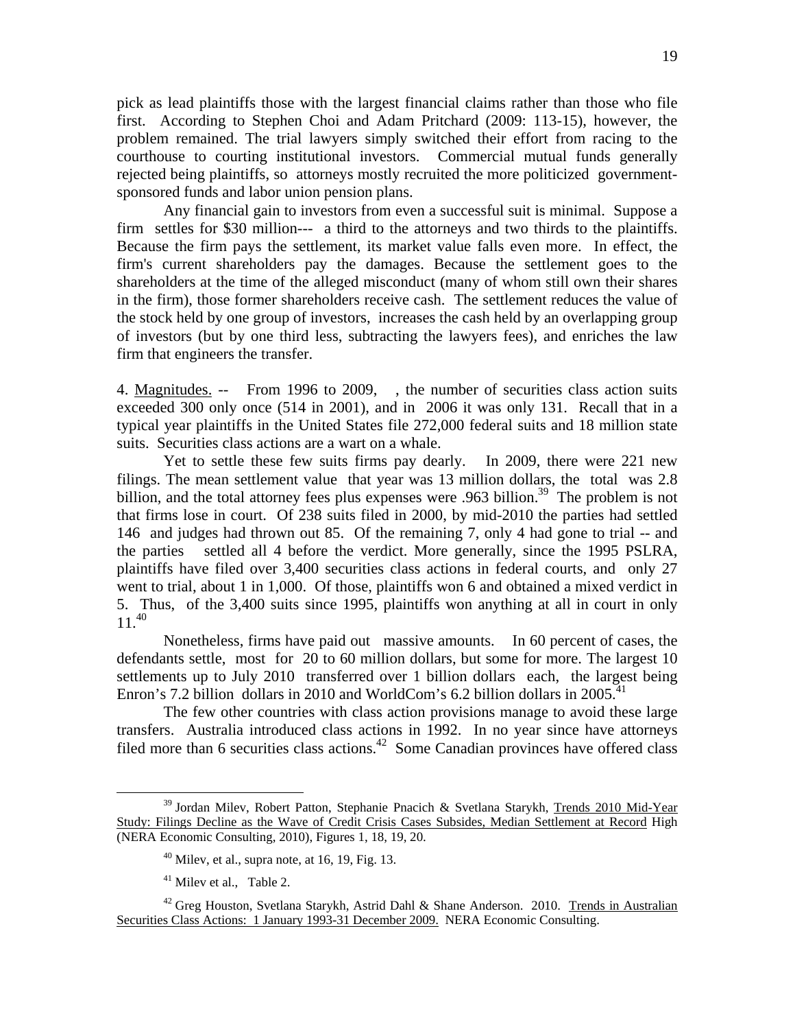pick as lead plaintiffs those with the largest financial claims rather than those who file first. According to Stephen Choi and Adam Pritchard (2009: 113-15), however, the problem remained. The trial lawyers simply switched their effort from racing to the courthouse to courting institutional investors. Commercial mutual funds generally rejected being plaintiffs, so attorneys mostly recruited the more politicized government-sponsored funds and labor union pension plans.

Any financial gain to investors from even a successful suit is minimal. Suppose a firm settles for $30 million--- a third to the attorneys and two thirds to the plaintiffs. Because the firm pays the settlement, its market value falls even more. In effect, the firm's current shareholders pay the damages. Because the settlement goes to the shareholders at the time of the alleged misconduct (many of whom still own their shares in the firm), those former shareholders receive cash. The settlement reduces the value of the stock held by one group of investors, increases the cash held by an overlapping group of investors (but by one third less, subtracting the lawyers fees), and enriches the law firm that engineers the transfer.

4. <u>Magnitudes.</u> -- From 1996 to 2009, , the number of securities class action suits exceeded 300 only once (514 in 2001), and in 2006 it was only 131. Recall that in a typical year plaintiffs in the United States file 272,000 federal suits and 18 million state suits. Securities class actions are a wart on a whale.

Yet to settle these few suits firms pay dearly. In 2009, there were 221 new filings. The mean settlement value that year was 13 million dollars, the total was 2.8 billion, and the total attorney fees plus expenses were .963 billion.[39] The problem is not that firms lose in court. Of 238 suits filed in 2000, by mid-2010 the parties had settled 146 and judges had thrown out 85. Of the remaining 7, only 4 had gone to trial -- and the parties settled all 4 before the verdict. More generally, since the 1995 PSLRA, plaintiffs have filed over 3,400 securities class actions in federal courts, and only 27 went to trial, about 1 in 1,000. Of those, plaintiffs won 6 and obtained a mixed verdict in 5. Thus, of the 3,400 suits since 1995, plaintiffs won anything at all in court in only 11.[40]

Nonetheless, firms have paid out massive amounts. In 60 percent of cases, the defendants settle, most for 20 to 60 million dollars, but some for more. The largest 10 settlements up to July 2010 transferred over 1 billion dollars each, the largest being Enron's 7.2 billion dollars in 2010 and WorldCom's 6.2 billion dollars in 2005.[41]

The few other countries with class action provisions manage to avoid these large transfers. Australia introduced class actions in 1992. In no year since have attorneys filed more than 6 securities class actions.[42] Some Canadian provinces have offered class

---

[39] Jordan Milev, Robert Patton, Stephanie Pnacich & Svetlana Starykh, <u>Trends 2010 Mid-Year Study: Filings Decline as the Wave of Credit Crisis Cases Subsides, Median Settlement at Record</u> High (NERA Economic Consulting, 2010), Figures 1, 18, 19, 20.

[40] Milev, et al., supra note, at 16, 19, Fig. 13.

[41] Milev et al., Table 2.

[42] Greg Houston, Svetlana Starykh, Astrid Dahl & Shane Anderson. 2010. <u>Trends in Australian Securities Class Actions: 1 January 1993-31 December 2009.</u> NERA Economic Consulting.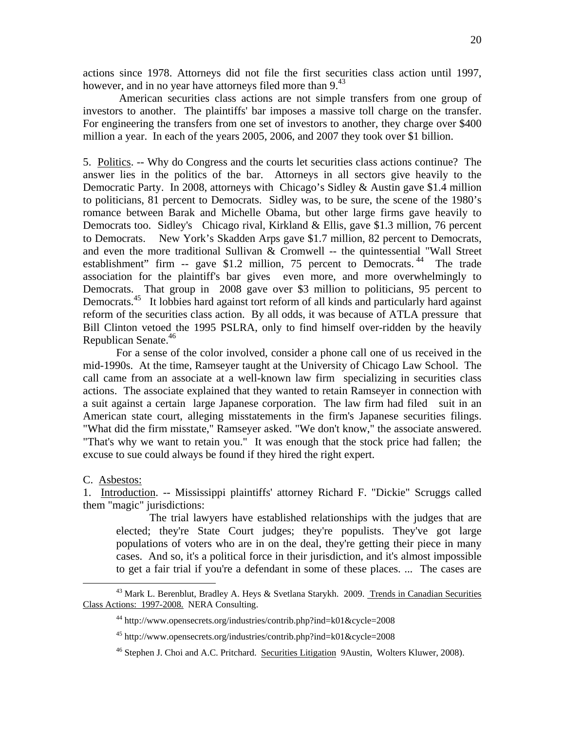actions since 1978. Attorneys did not file the first securities class action until 1997, however, and in no year have attorneys filed more than 9.[43]

American securities class actions are not simple transfers from one group of investors to another. The plaintiffs' bar imposes a massive toll charge on the transfer. For engineering the transfers from one set of investors to another, they charge over $400 million a year. In each of the years 2005, 2006, and 2007 they took over $1 billion.

5. Politics. -- Why do Congress and the courts let securities class actions continue? The answer lies in the politics of the bar. Attorneys in all sectors give heavily to the Democratic Party. In 2008, attorneys with Chicago's Sidley & Austin gave $1.4 million to politicians, 81 percent to Democrats. Sidley was, to be sure, the scene of the 1980's romance between Barak and Michelle Obama, but other large firms gave heavily to Democrats too. Sidley's Chicago rival, Kirkland & Ellis, gave $1.3 million, 76 percent to Democrats. New York's Skadden Arps gave $1.7 million, 82 percent to Democrats, and even the more traditional Sullivan & Cromwell -- the quintessential "Wall Street establishment" firm -- gave $1.2 million, 75 percent to Democrats.[44] The trade association for the plaintiff's bar gives even more, and more overwhelmingly to Democrats. That group in 2008 gave over $3 million to politicians, 95 percent to Democrats.[45] It lobbies hard against tort reform of all kinds and particularly hard against reform of the securities class action. By all odds, it was because of ATLA pressure that Bill Clinton vetoed the 1995 PSLRA, only to find himself over-ridden by the heavily Republican Senate.[46]

For a sense of the color involved, consider a phone call one of us received in the mid-1990s. At the time, Ramseyer taught at the University of Chicago Law School. The call came from an associate at a well-known law firm specializing in securities class actions. The associate explained that they wanted to retain Ramseyer in connection with a suit against a certain large Japanese corporation. The law firm had filed suit in an American state court, alleging misstatements in the firm's Japanese securities filings. "What did the firm misstate," Ramseyer asked. "We don't know," the associate answered. "That's why we want to retain you." It was enough that the stock price had fallen; the excuse to sue could always be found if they hired the right expert.

C. Asbestos:

1. Introduction. -- Mississippi plaintiffs' attorney Richard F. "Dickie" Scruggs called them "magic" jurisdictions:

> The trial lawyers have established relationships with the judges that are elected; they're State Court judges; they're populists. They've got large populations of voters who are in on the deal, they're getting their piece in many cases. And so, it's a political force in their jurisdiction, and it's almost impossible to get a fair trial if you're a defendant in some of these places. ... The cases are

[43] Mark L. Berenblut, Bradley A. Heys & Svetlana Starykh. 2009. Trends in Canadian Securities Class Actions: 1997-2008. NERA Consulting.

[44] http://www.opensecrets.org/industries/contrib.php?ind=k01&cycle=2008

[45] http://www.opensecrets.org/industries/contrib.php?ind=k01&cycle=2008

[46] Stephen J. Choi and A.C. Pritchard. Securities Litigation 9Austin, Wolters Kluwer, 2008).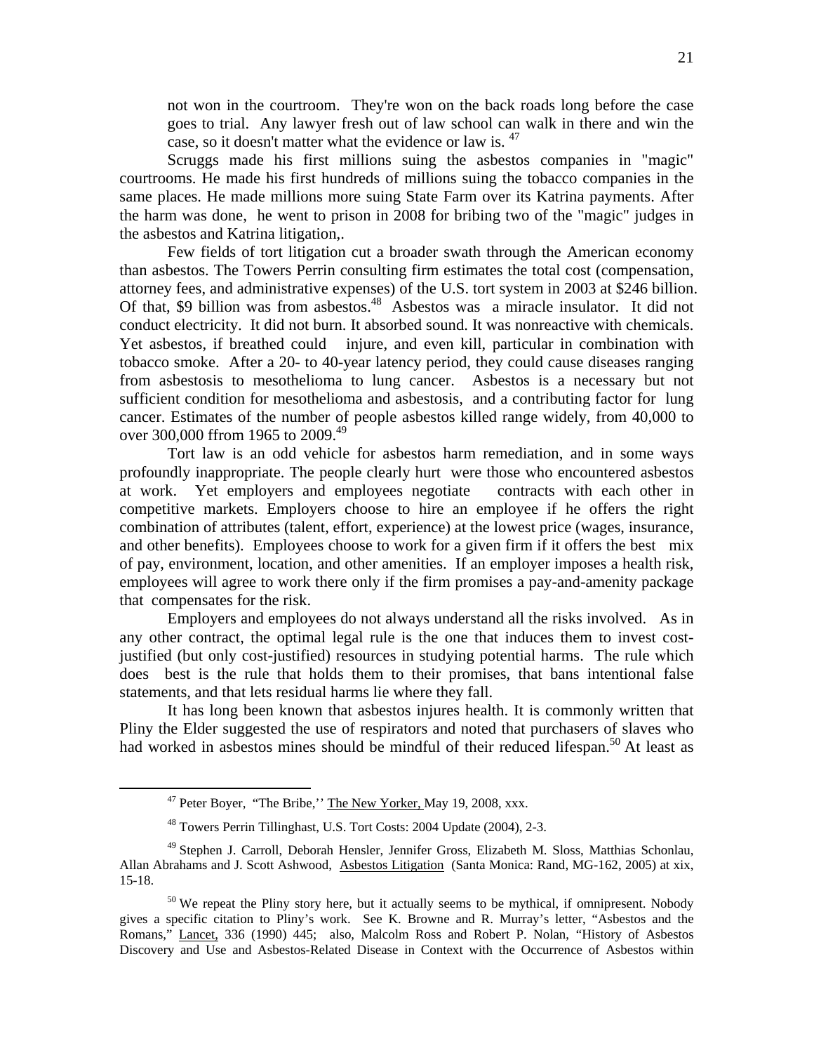> not won in the courtroom. They're won on the back roads long before the case goes to trial. Any lawyer fresh out of law school can walk in there and win the case, so it doesn't matter what the evidence or law is. [47]

Scruggs made his first millions suing the asbestos companies in "magic" courtrooms. He made his first hundreds of millions suing the tobacco companies in the same places. He made millions more suing State Farm over its Katrina payments. After the harm was done, he went to prison in 2008 for bribing two of the "magic" judges in the asbestos and Katrina litigation,.

Few fields of tort litigation cut a broader swath through the American economy than asbestos. The Towers Perrin consulting firm estimates the total cost (compensation, attorney fees, and administrative expenses) of the U.S. tort system in 2003 at $246 billion. Of that, $9 billion was from asbestos.[48] Asbestos was a miracle insulator. It did not conduct electricity. It did not burn. It absorbed sound. It was nonreactive with chemicals. Yet asbestos, if breathed could injure, and even kill, particular in combination with tobacco smoke. After a 20- to 40-year latency period, they could cause diseases ranging from asbestosis to mesothelioma to lung cancer. Asbestos is a necessary but not sufficient condition for mesothelioma and asbestosis, and a contributing factor for lung cancer. Estimates of the number of people asbestos killed range widely, from 40,000 to over 300,000 ffrom 1965 to 2009.[49]

Tort law is an odd vehicle for asbestos harm remediation, and in some ways profoundly inappropriate. The people clearly hurt were those who encountered asbestos at work. Yet employers and employees negotiate contracts with each other in competitive markets. Employers choose to hire an employee if he offers the right combination of attributes (talent, effort, experience) at the lowest price (wages, insurance, and other benefits). Employees choose to work for a given firm if it offers the best mix of pay, environment, location, and other amenities. If an employer imposes a health risk, employees will agree to work there only if the firm promises a pay-and-amenity package that compensates for the risk.

Employers and employees do not always understand all the risks involved. As in any other contract, the optimal legal rule is the one that induces them to invest cost-justified (but only cost-justified) resources in studying potential harms. The rule which does best is the rule that holds them to their promises, that bans intentional false statements, and that lets residual harms lie where they fall.

It has long been known that asbestos injures health. It is commonly written that Pliny the Elder suggested the use of respirators and noted that purchasers of slaves who had worked in asbestos mines should be mindful of their reduced lifespan.[50] At least as

---

[47] Peter Boyer, "The Bribe,'' The New Yorker, May 19, 2008, xxx.

[48] Towers Perrin Tillinghast, U.S. Tort Costs: 2004 Update (2004), 2-3.

[49] Stephen J. Carroll, Deborah Hensler, Jennifer Gross, Elizabeth M. Sloss, Matthias Schonlau, Allan Abrahams and J. Scott Ashwood, Asbestos Litigation (Santa Monica: Rand, MG-162, 2005) at xix, 15-18.

[50] We repeat the Pliny story here, but it actually seems to be mythical, if omnipresent. Nobody gives a specific citation to Pliny's work. See K. Browne and R. Murray's letter, "Asbestos and the Romans," Lancet, 336 (1990) 445; also, Malcolm Ross and Robert P. Nolan, "History of Asbestos Discovery and Use and Asbestos-Related Disease in Context with the Occurrence of Asbestos within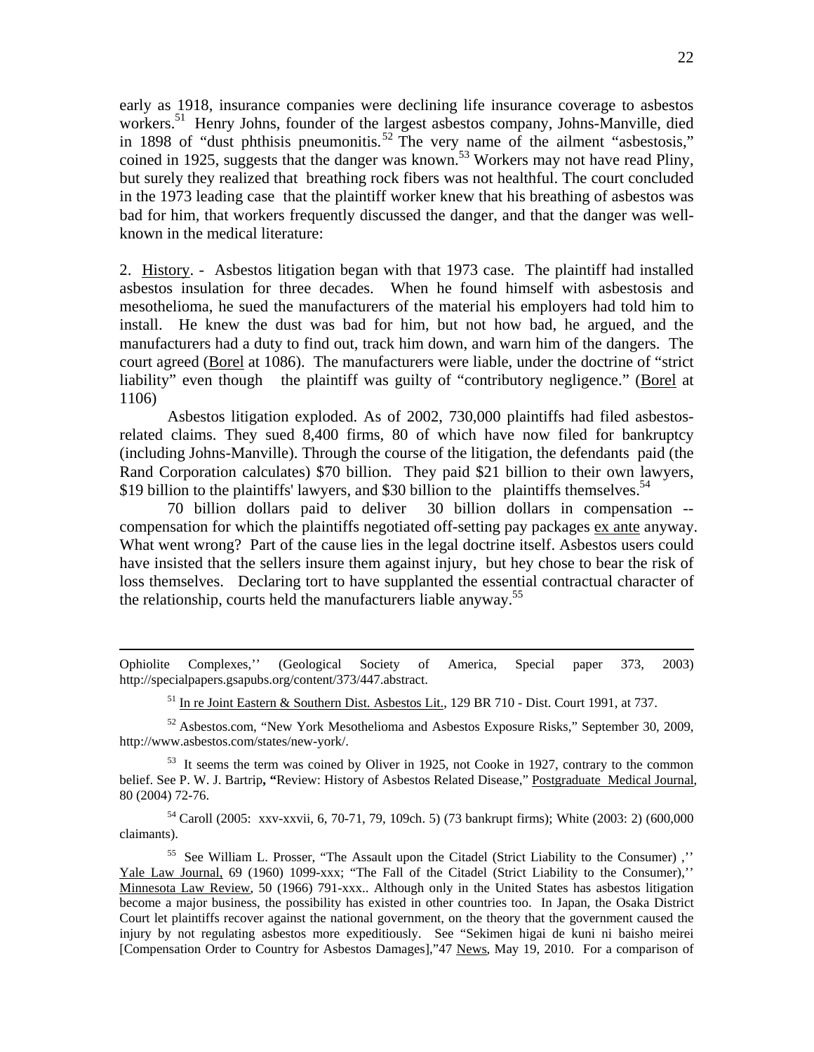early as 1918, insurance companies were declining life insurance coverage to asbestos workers.[51] Henry Johns, founder of the largest asbestos company, Johns-Manville, died in 1898 of "dust phthisis pneumonitis.[52] The very name of the ailment "asbestosis," coined in 1925, suggests that the danger was known.[53] Workers may not have read Pliny, but surely they realized that breathing rock fibers was not healthful. The court concluded in the 1973 leading case that the plaintiff worker knew that his breathing of asbestos was bad for him, that workers frequently discussed the danger, and that the danger was well-known in the medical literature:

2. History. - Asbestos litigation began with that 1973 case. The plaintiff had installed asbestos insulation for three decades. When he found himself with asbestosis and mesothelioma, he sued the manufacturers of the material his employers had told him to install. He knew the dust was bad for him, but not how bad, he argued, and the manufacturers had a duty to find out, track him down, and warn him of the dangers. The court agreed (Borel at 1086). The manufacturers were liable, under the doctrine of "strict liability" even though the plaintiff was guilty of "contributory negligence." (Borel at 1106)

Asbestos litigation exploded. As of 2002, 730,000 plaintiffs had filed asbestos-related claims. They sued 8,400 firms, 80 of which have now filed for bankruptcy (including Johns-Manville). Through the course of the litigation, the defendants paid (the Rand Corporation calculates) $70 billion. They paid $21 billion to their own lawyers, $19 billion to the plaintiffs' lawyers, and $30 billion to the plaintiffs themselves.[54]

70 billion dollars paid to deliver 30 billion dollars in compensation -- compensation for which the plaintiffs negotiated off-setting pay packages ex ante anyway. What went wrong? Part of the cause lies in the legal doctrine itself. Asbestos users could have insisted that the sellers insure them against injury, but hey chose to bear the risk of loss themselves. Declaring tort to have supplanted the essential contractual character of the relationship, courts held the manufacturers liable anyway.[55]

---

Ophiolite Complexes,'' (Geological Society of America, Special paper 373, 2003) http://specialpapers.gsapubs.org/content/373/447.abstract.

[51] In re Joint Eastern & Southern Dist. Asbestos Lit., 129 BR 710 - Dist. Court 1991, at 737.

[52] Asbestos.com, "New York Mesothelioma and Asbestos Exposure Risks," September 30, 2009, http://www.asbestos.com/states/new-york/.

[53] It seems the term was coined by Oliver in 1925, not Cooke in 1927, contrary to the common belief. See P. W. J. Bartrip, **"**Review: History of Asbestos Related Disease," Postgraduate Medical Journal, 80 (2004) 72-76.

[54] Caroll (2005: xxv-xxvii, 6, 70-71, 79, 109ch. 5) (73 bankrupt firms); White (2003: 2) (600,000 claimants).

[55] See William L. Prosser, "The Assault upon the Citadel (Strict Liability to the Consumer) ,'' Yale Law Journal, 69 (1960) 1099-xxx; "The Fall of the Citadel (Strict Liability to the Consumer),'' Minnesota Law Review, 50 (1966) 791-xxx.. Although only in the United States has asbestos litigation become a major business, the possibility has existed in other countries too. In Japan, the Osaka District Court let plaintiffs recover against the national government, on the theory that the government caused the injury by not regulating asbestos more expeditiously. See "Sekimen higai de kuni ni baisho meirei [Compensation Order to Country for Asbestos Damages],"47 News, May 19, 2010. For a comparison of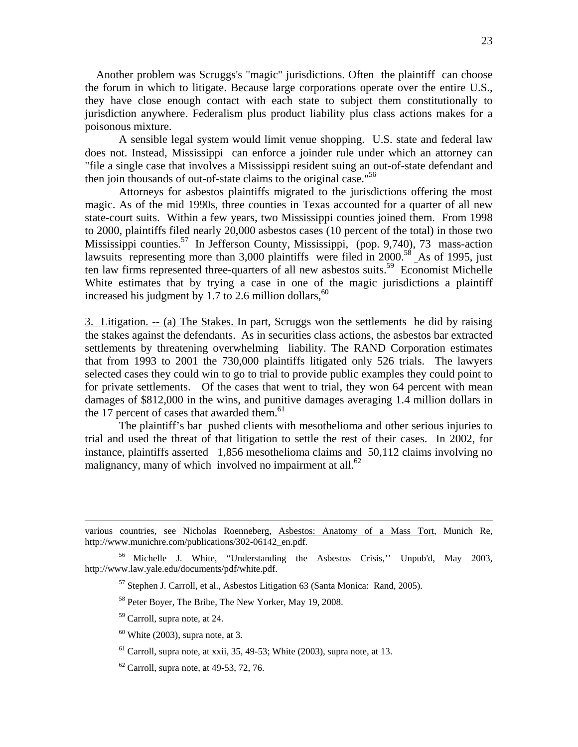Another problem was Scruggs's "magic" jurisdictions. Often the plaintiff can choose the forum in which to litigate. Because large corporations operate over the entire U.S., they have close enough contact with each state to subject them constitutionally to jurisdiction anywhere. Federalism plus product liability plus class actions makes for a poisonous mixture.

A sensible legal system would limit venue shopping. U.S. state and federal law does not. Instead, Mississippi can enforce a joinder rule under which an attorney can "file a single case that involves a Mississippi resident suing an out-of-state defendant and then join thousands of out-of-state claims to the original case."[56]

Attorneys for asbestos plaintiffs migrated to the jurisdictions offering the most magic. As of the mid 1990s, three counties in Texas accounted for a quarter of all new state-court suits. Within a few years, two Mississippi counties joined them. From 1998 to 2000, plaintiffs filed nearly 20,000 asbestos cases (10 percent of the total) in those two Mississippi counties.[57] In Jefferson County, Mississippi, (pop. 9,740), 73 mass-action lawsuits representing more than 3,000 plaintiffs were filed in 2000.[58] As of 1995, just ten law firms represented three-quarters of all new asbestos suits.[59] Economist Michelle White estimates that by trying a case in one of the magic jurisdictions a plaintiff increased his judgment by 1.7 to 2.6 million dollars,[60]

<u>3. Litigation. -- (a) The Stakes.</u> In part, Scruggs won the settlements he did by raising the stakes against the defendants. As in securities class actions, the asbestos bar extracted settlements by threatening overwhelming liability. The RAND Corporation estimates that from 1993 to 2001 the 730,000 plaintiffs litigated only 526 trials. The lawyers selected cases they could win to go to trial to provide public examples they could point to for private settlements. Of the cases that went to trial, they won 64 percent with mean damages of $812,000 in the wins, and punitive damages averaging 1.4 million dollars in the 17 percent of cases that awarded them.[61]

The plaintiff's bar pushed clients with mesothelioma and other serious injuries to trial and used the threat of that litigation to settle the rest of their cases. In 2002, for instance, plaintiffs asserted 1,856 mesothelioma claims and 50,112 claims involving no malignancy, many of which involved no impairment at all.[62]

---

various countries, see Nicholas Roenneberg, <u>Asbestos: Anatomy of a Mass Tort</u>, Munich Re, http://www.munichre.com/publications/302-06142_en.pdf.

[56] Michelle J. White, "Understanding the Asbestos Crisis,'' Unpub'd, May 2003, http://www.law.yale.edu/documents/pdf/white.pdf.

[57] Stephen J. Carroll, et al., Asbestos Litigation 63 (Santa Monica: Rand, 2005).

[58] Peter Boyer, The Bribe, The New Yorker, May 19, 2008.

[59] Carroll, supra note, at 24.

[60] White (2003), supra note, at 3.

[61] Carroll, supra note, at xxii, 35, 49-53; White (2003), supra note, at 13.

[62] Carroll, supra note, at 49-53, 72, 76.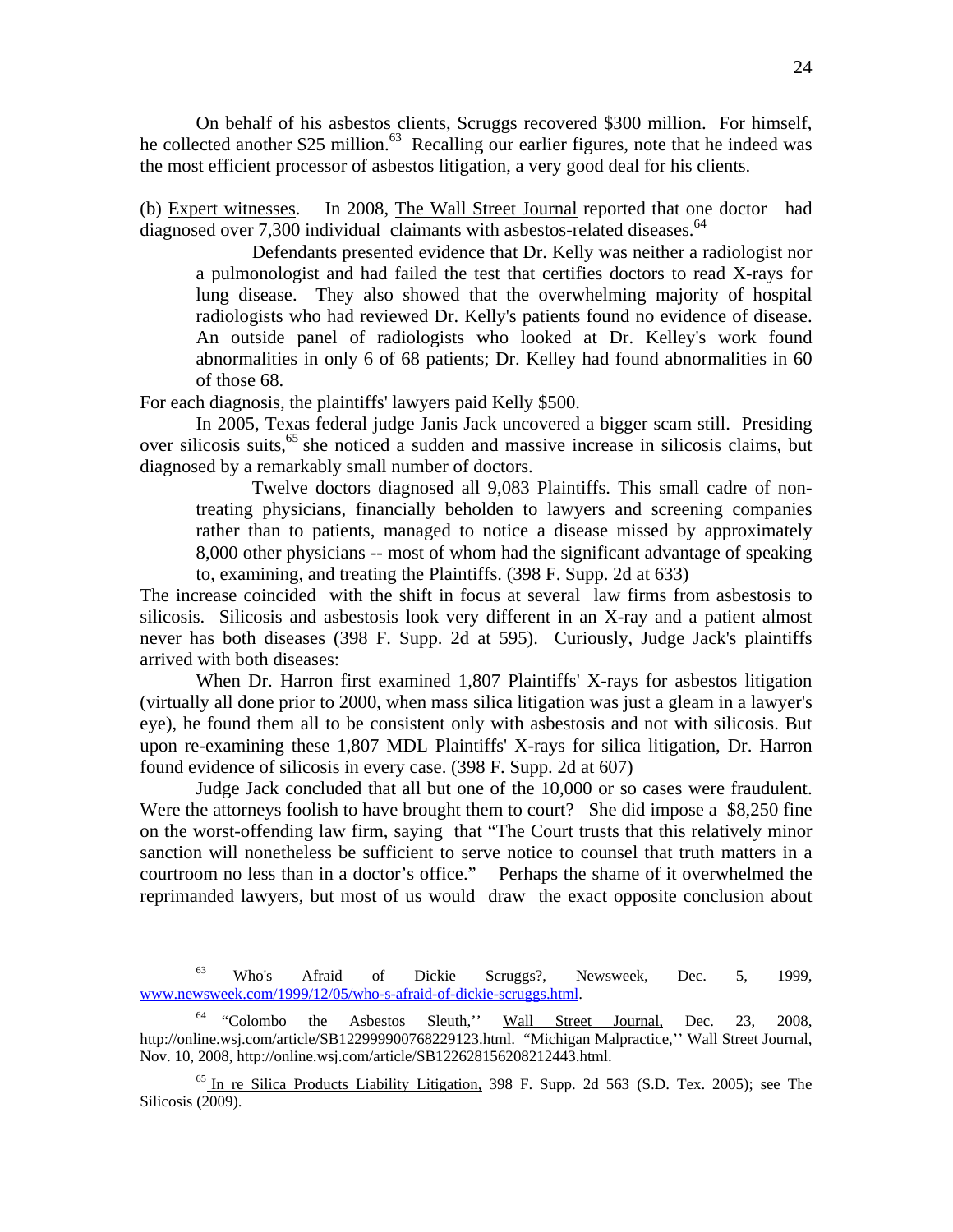On behalf of his asbestos clients, Scruggs recovered $300 million. For himself, he collected another $25 million.[63] Recalling our earlier figures, note that he indeed was the most efficient processor of asbestos litigation, a very good deal for his clients.

(b) Expert witnesses. In 2008, The Wall Street Journal reported that one doctor had diagnosed over 7,300 individual claimants with asbestos-related diseases.[64]

> Defendants presented evidence that Dr. Kelly was neither a radiologist nor a pulmonologist and had failed the test that certifies doctors to read X-rays for lung disease. They also showed that the overwhelming majority of hospital radiologists who had reviewed Dr. Kelly's patients found no evidence of disease. An outside panel of radiologists who looked at Dr. Kelley's work found abnormalities in only 6 of 68 patients; Dr. Kelley had found abnormalities in 60 of those 68.

For each diagnosis, the plaintiffs' lawyers paid Kelly $500.

In 2005, Texas federal judge Janis Jack uncovered a bigger scam still. Presiding over silicosis suits,[65] she noticed a sudden and massive increase in silicosis claims, but diagnosed by a remarkably small number of doctors.

> Twelve doctors diagnosed all 9,083 Plaintiffs. This small cadre of non-treating physicians, financially beholden to lawyers and screening companies rather than to patients, managed to notice a disease missed by approximately 8,000 other physicians -- most of whom had the significant advantage of speaking to, examining, and treating the Plaintiffs. (398 F. Supp. 2d at 633)

The increase coincided with the shift in focus at several law firms from asbestosis to silicosis. Silicosis and asbestosis look very different in an X-ray and a patient almost never has both diseases (398 F. Supp. 2d at 595). Curiously, Judge Jack's plaintiffs arrived with both diseases:

When Dr. Harron first examined 1,807 Plaintiffs' X-rays for asbestos litigation (virtually all done prior to 2000, when mass silica litigation was just a gleam in a lawyer's eye), he found them all to be consistent only with asbestosis and not with silicosis. But upon re-examining these 1,807 MDL Plaintiffs' X-rays for silica litigation, Dr. Harron found evidence of silicosis in every case. (398 F. Supp. 2d at 607)

Judge Jack concluded that all but one of the 10,000 or so cases were fraudulent. Were the attorneys foolish to have brought them to court? She did impose a $8,250 fine on the worst-offending law firm, saying that "The Court trusts that this relatively minor sanction will nonetheless be sufficient to serve notice to counsel that truth matters in a courtroom no less than in a doctor's office." Perhaps the shame of it overwhelmed the reprimanded lawyers, but most of us would draw the exact opposite conclusion about

---

[63] Who's Afraid of Dickie Scruggs?, Newsweek, Dec. 5, 1999, www.newsweek.com/1999/12/05/who-s-afraid-of-dickie-scruggs.html.

[64] "Colombo the Asbestos Sleuth,'' Wall Street Journal, Dec. 23, 2008, http://online.wsj.com/article/SB122999900768229123.html. "Michigan Malpractice,'' Wall Street Journal, Nov. 10, 2008, http://online.wsj.com/article/SB122628156208212443.html.

[65] In re Silica Products Liability Litigation, 398 F. Supp. 2d 563 (S.D. Tex. 2005); see The Silicosis (2009).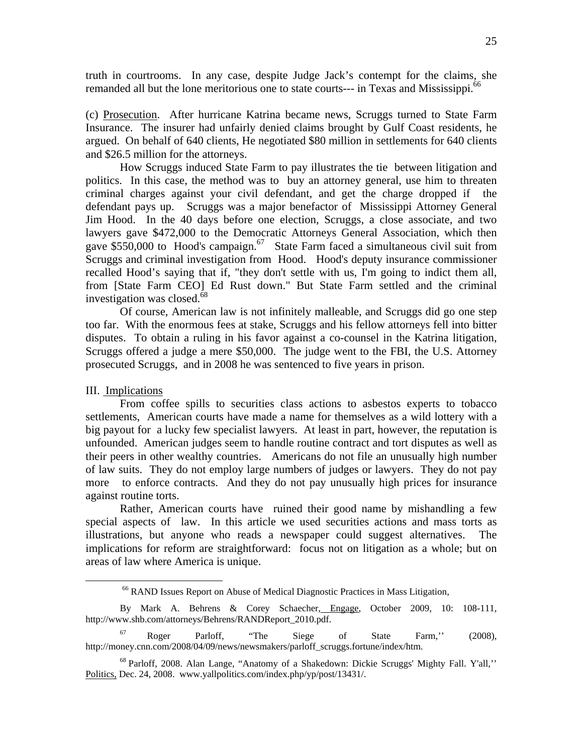truth in courtrooms. In any case, despite Judge Jack's contempt for the claims, she remanded all but the lone meritorious one to state courts--- in Texas and Mississippi.[66]

(c) Prosecution. After hurricane Katrina became news, Scruggs turned to State Farm Insurance. The insurer had unfairly denied claims brought by Gulf Coast residents, he argued. On behalf of 640 clients, He negotiated $80 million in settlements for 640 clients and $26.5 million for the attorneys.

How Scruggs induced State Farm to pay illustrates the tie between litigation and politics. In this case, the method was to buy an attorney general, use him to threaten criminal charges against your civil defendant, and get the charge dropped if the defendant pays up. Scruggs was a major benefactor of Mississippi Attorney General Jim Hood. In the 40 days before one election, Scruggs, a close associate, and two lawyers gave $472,000 to the Democratic Attorneys General Association, which then gave $550,000 to Hood's campaign.[67] State Farm faced a simultaneous civil suit from Scruggs and criminal investigation from Hood. Hood's deputy insurance commissioner recalled Hood's saying that if, "they don't settle with us, I'm going to indict them all, from [State Farm CEO] Ed Rust down." But State Farm settled and the criminal investigation was closed.[68]

Of course, American law is not infinitely malleable, and Scruggs did go one step too far. With the enormous fees at stake, Scruggs and his fellow attorneys fell into bitter disputes. To obtain a ruling in his favor against a co-counsel in the Katrina litigation, Scruggs offered a judge a mere $50,000. The judge went to the FBI, the U.S. Attorney prosecuted Scruggs, and in 2008 he was sentenced to five years in prison.

## III. Implications

From coffee spills to securities class actions to asbestos experts to tobacco settlements, American courts have made a name for themselves as a wild lottery with a big payout for a lucky few specialist lawyers. At least in part, however, the reputation is unfounded. American judges seem to handle routine contract and tort disputes as well as their peers in other wealthy countries. Americans do not file an unusually high number of law suits. They do not employ large numbers of judges or lawyers. They do not pay more to enforce contracts. And they do not pay unusually high prices for insurance against routine torts.

Rather, American courts have ruined their good name by mishandling a few special aspects of law. In this article we used securities actions and mass torts as illustrations, but anyone who reads a newspaper could suggest alternatives. The implications for reform are straightforward: focus not on litigation as a whole; but on areas of law where America is unique.

---

[66] RAND Issues Report on Abuse of Medical Diagnostic Practices in Mass Litigation,

By Mark A. Behrens & Corey Schaecher, Engage, October 2009, 10: 108-111, http://www.shb.com/attorneys/Behrens/RANDReport_2010.pdf.

[67] Roger Parloff, "The Siege of State Farm,'' (2008), http://money.cnn.com/2008/04/09/news/newsmakers/parloff_scruggs.fortune/index/htm.

[68] Parloff, 2008. Alan Lange, "Anatomy of a Shakedown: Dickie Scruggs' Mighty Fall. Y'all,'' Politics, Dec. 24, 2008. www.yallpolitics.com/index.php/yp/post/13431/.